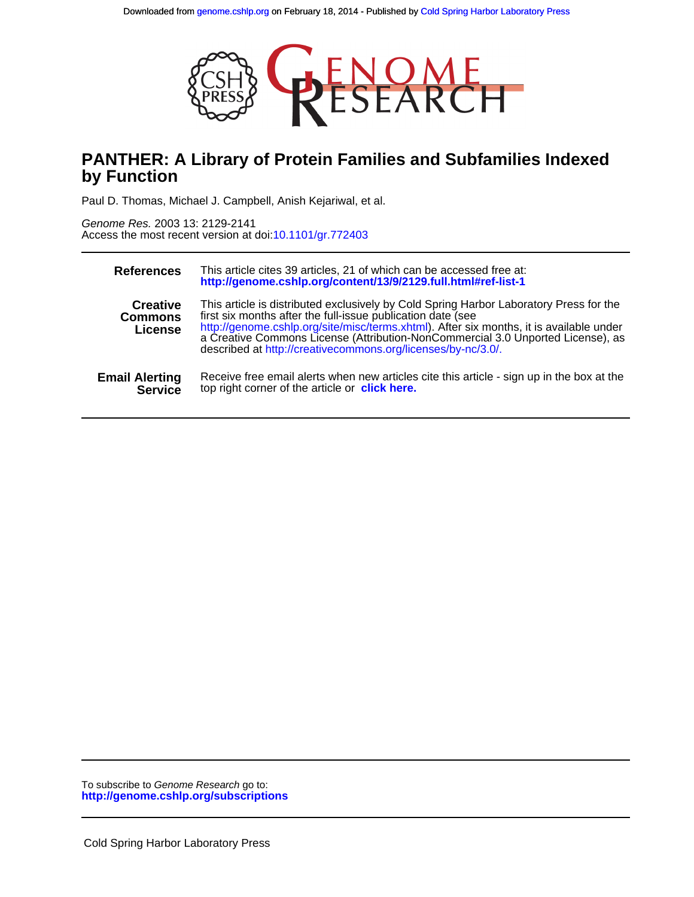Downloaded from genome.cshlp.org on February 18, 2014 - Published by Cold Spring Harbor Laboratory Press

# PANTHER: A Library of Protein Families and Subfamilies Indexed by Function

Paul D. Thomas, Michael J. Campbell, Anish Kejariwal, et al.

*Genome Res.* 2003 13: 2129-2141
Access the most recent version at doi:10.1101/gr.772403

---

| | |
|---|---|
| **References** | This article cites 39 articles, 21 of which can be accessed free at: **http://genome.cshlp.org/content/13/9/2129.full.html#ref-list-1** |
| **Creative Commons License** | This article is distributed exclusively by Cold Spring Harbor Laboratory Press for the first six months after the full-issue publication date (see http://genome.cshlp.org/site/misc/terms.xhtml). After six months, it is available under a Creative Commons License (Attribution-NonCommercial 3.0 Unported License), as described at http://creativecommons.org/licenses/by-nc/3.0/. |
| **Email Alerting Service** | Receive free email alerts when new articles cite this article - sign up in the box at the top right corner of the article or **click here.** |

---

To subscribe to *Genome Research* go to:
**http://genome.cshlp.org/subscriptions**

---

Cold Spring Harbor Laboratory Press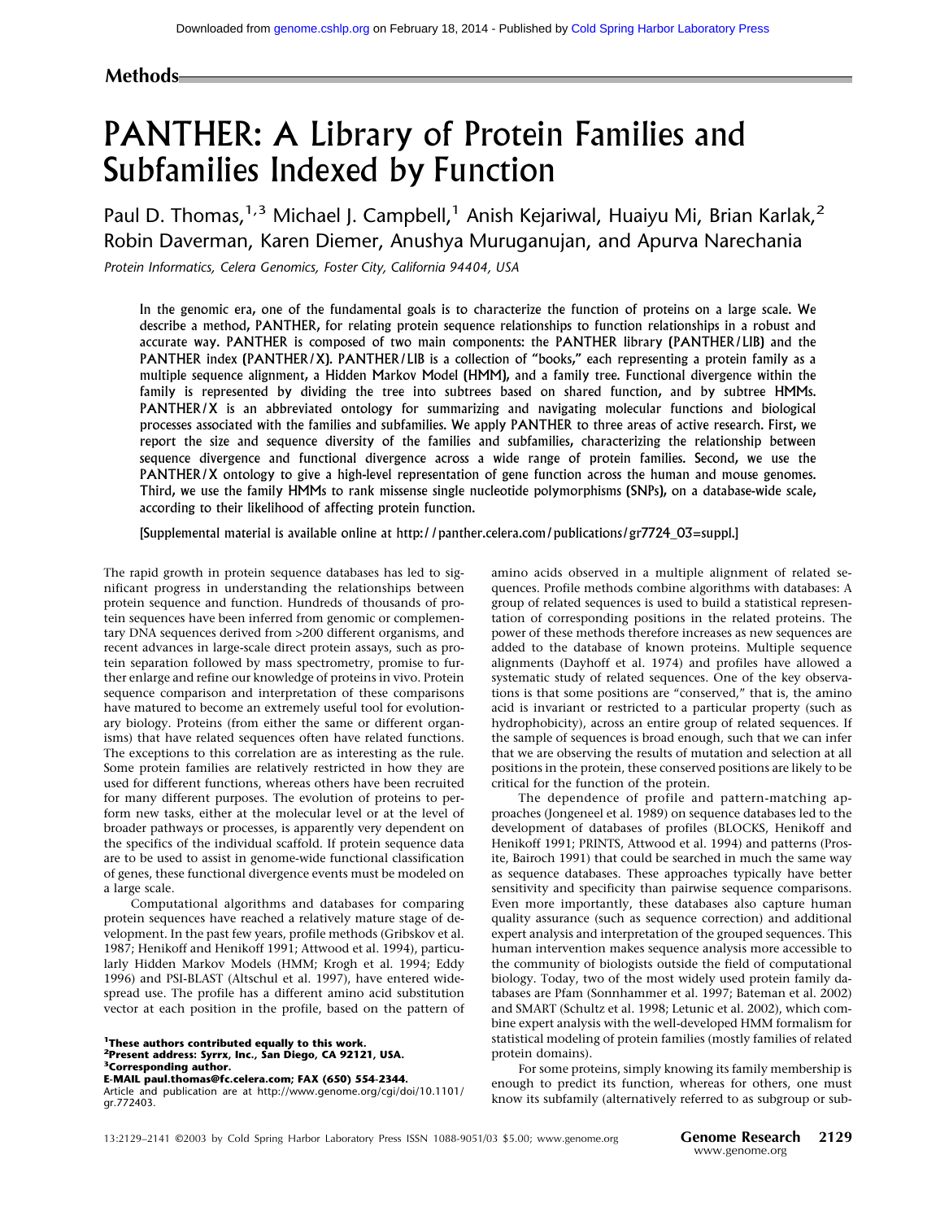Methods

# PANTHER: A Library of Protein Families and Subfamilies Indexed by Function

Paul D. Thomas,[1,3] Michael J. Campbell,[1] Anish Kejariwal, Huaiyu Mi, Brian Karlak,[2] Robin Daverman, Karen Diemer, Anushya Muruganujan, and Apurva Narechania

*Protein Informatics, Celera Genomics, Foster City, California 94404, USA*

**In the genomic era, one of the fundamental goals is to characterize the function of proteins on a large scale. We describe a method, PANTHER, for relating protein sequence relationships to function relationships in a robust and accurate way. PANTHER is composed of two main components: the PANTHER library (PANTHER/LIB) and the PANTHER index (PANTHER/X). PANTHER/LIB is a collection of "books," each representing a protein family as a multiple sequence alignment, a Hidden Markov Model (HMM), and a family tree. Functional divergence within the family is represented by dividing the tree into subtrees based on shared function, and by subtree HMMs. PANTHER/X is an abbreviated ontology for summarizing and navigating molecular functions and biological processes associated with the families and subfamilies. We apply PANTHER to three areas of active research. First, we report the size and sequence diversity of the families and subfamilies, characterizing the relationship between sequence divergence and functional divergence across a wide range of protein families. Second, we use the PANTHER/X ontology to give a high-level representation of gene function across the human and mouse genomes. Third, we use the family HMMs to rank missense single nucleotide polymorphisms (SNPs), on a database-wide scale, according to their likelihood of affecting protein function.**

[Supplemental material is available online at http://panther.celera.com/publications/gr7724_03=suppl.]

The rapid growth in protein sequence databases has led to significant progress in understanding the relationships between protein sequence and function. Hundreds of thousands of protein sequences have been inferred from genomic or complementary DNA sequences derived from >200 different organisms, and recent advances in large-scale direct protein assays, such as protein separation followed by mass spectrometry, promise to further enlarge and refine our knowledge of proteins in vivo. Protein sequence comparison and interpretation of these comparisons have matured to become an extremely useful tool for evolutionary biology. Proteins (from either the same or different organisms) that have related sequences often have related functions. The exceptions to this correlation are as interesting as the rule. Some protein families are relatively restricted in how they are used for different functions, whereas others have been recruited for many different purposes. The evolution of proteins to perform new tasks, either at the molecular level or at the level of broader pathways or processes, is apparently very dependent on the specifics of the individual scaffold. If protein sequence data are to be used to assist in genome-wide functional classification of genes, these functional divergence events must be modeled on a large scale.

Computational algorithms and databases for comparing protein sequences have reached a relatively mature stage of development. In the past few years, profile methods (Gribskov et al. 1987; Henikoff and Henikoff 1991; Attwood et al. 1994), particularly Hidden Markov Models (HMM; Krogh et al. 1994; Eddy 1996) and PSI-BLAST (Altschul et al. 1997), have entered widespread use. The profile has a different amino acid substitution vector at each position in the profile, based on the pattern of amino acids observed in a multiple alignment of related sequences. Profile methods combine algorithms with databases: A group of related sequences is used to build a statistical representation of corresponding positions in the related proteins. The power of these methods therefore increases as new sequences are added to the database of known proteins. Multiple sequence alignments (Dayhoff et al. 1974) and profiles have allowed a systematic study of related sequences. One of the key observations is that some positions are "conserved," that is, the amino acid is invariant or restricted to a particular property (such as hydrophobicity), across an entire group of related sequences. If the sample of sequences is broad enough, such that we can infer that we are observing the results of mutation and selection at all positions in the protein, these conserved positions are likely to be critical for the function of the protein.

The dependence of profile and pattern-matching approaches (Jongeneel et al. 1989) on sequence databases led to the development of databases of profiles (BLOCKS, Henikoff and Henikoff 1991; PRINTS, Attwood et al. 1994) and patterns (Prosite, Bairoch 1991) that could be searched in much the same way as sequence databases. These approaches typically have better sensitivity and specificity than pairwise sequence comparisons. Even more importantly, these databases also capture human quality assurance (such as sequence correction) and additional expert analysis and interpretation of the grouped sequences. This human intervention makes sequence analysis more accessible to the community of biologists outside the field of computational biology. Today, two of the most widely used protein family databases are Pfam (Sonnhammer et al. 1997; Bateman et al. 2002) and SMART (Schultz et al. 1998; Letunic et al. 2002), which combine expert analysis with the well-developed HMM formalism for statistical modeling of protein families (mostly families of related protein domains).

For some proteins, simply knowing its family membership is enough to predict its function, whereas for others, one must know its subfamily (alternatively referred to as subgroup or sub-

[1]These authors contributed equally to this work.
[2]Present address: Syrrx, Inc., San Diego, CA 92121, USA.
[3]Corresponding author.
E-MAIL paul.thomas@fc.celera.com; FAX (650) 554-2344.
Article and publication are at http://www.genome.org/cgi/doi/10.1101/gr.772403.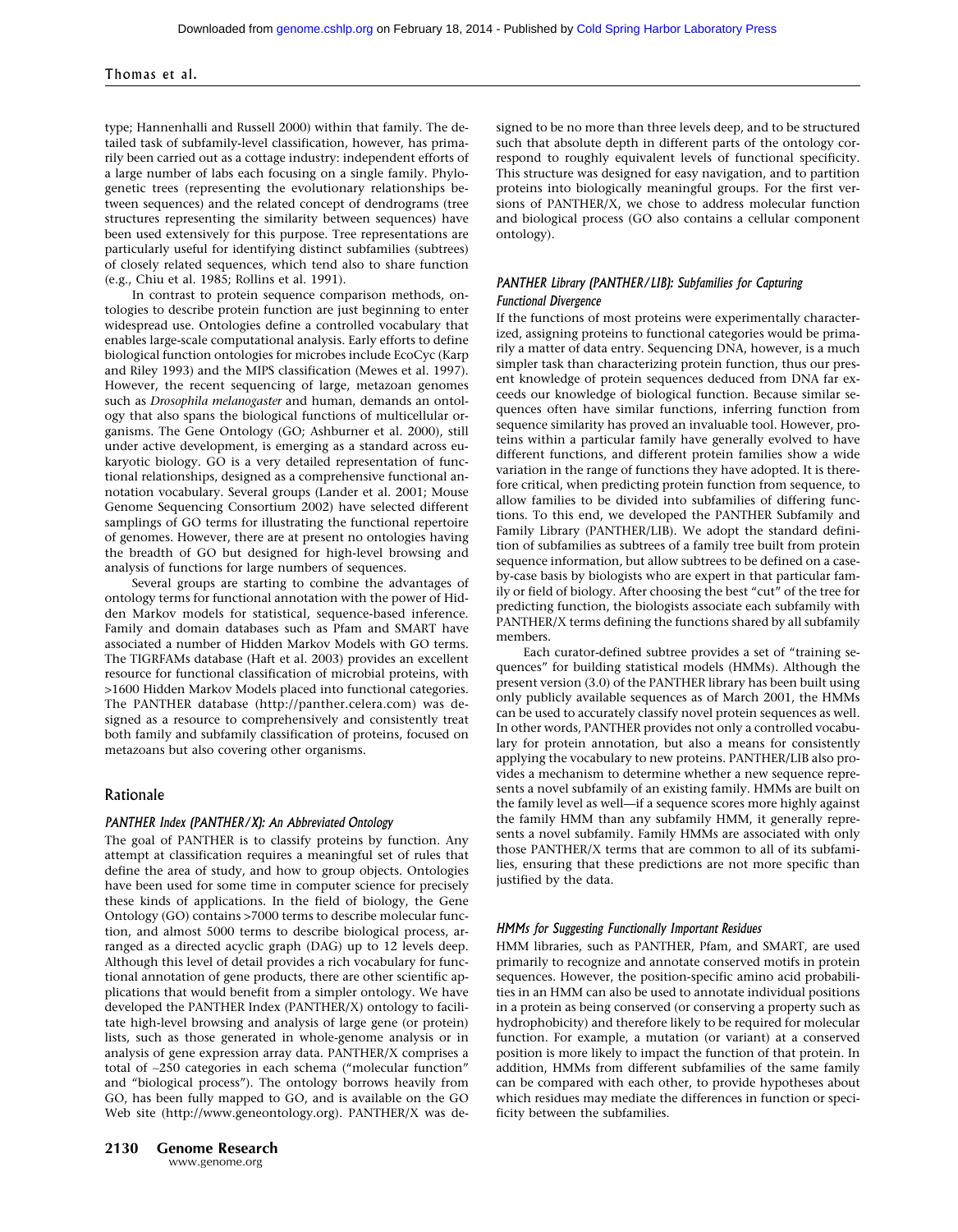type; Hannenhalli and Russell 2000) within that family. The detailed task of subfamily-level classification, however, has primarily been carried out as a cottage industry: independent efforts of a large number of labs each focusing on a single family. Phylogenetic trees (representing the evolutionary relationships between sequences) and the related concept of dendrograms (tree structures representing the similarity between sequences) have been used extensively for this purpose. Tree representations are particularly useful for identifying distinct subfamilies (subtrees) of closely related sequences, which tend also to share function (e.g., Chiu et al. 1985; Rollins et al. 1991).

In contrast to protein sequence comparison methods, ontologies to describe protein function are just beginning to enter widespread use. Ontologies define a controlled vocabulary that enables large-scale computational analysis. Early efforts to define biological function ontologies for microbes include EcoCyc (Karp and Riley 1993) and the MIPS classification (Mewes et al. 1997). However, the recent sequencing of large, metazoan genomes such as *Drosophila melanogaster* and human, demands an ontology that also spans the biological functions of multicellular organisms. The Gene Ontology (GO; Ashburner et al. 2000), still under active development, is emerging as a standard across eukaryotic biology. GO is a very detailed representation of functional relationships, designed as a comprehensive functional annotation vocabulary. Several groups (Lander et al. 2001; Mouse Genome Sequencing Consortium 2002) have selected different samplings of GO terms for illustrating the functional repertoire of genomes. However, there are at present no ontologies having the breadth of GO but designed for high-level browsing and analysis of functions for large numbers of sequences.

Several groups are starting to combine the advantages of ontology terms for functional annotation with the power of Hidden Markov models for statistical, sequence-based inference. Family and domain databases such as Pfam and SMART have associated a number of Hidden Markov Models with GO terms. The TIGRFAMs database (Haft et al. 2003) provides an excellent resource for functional classification of microbial proteins, with >1600 Hidden Markov Models placed into functional categories. The PANTHER database (http://panther.celera.com) was designed as a resource to comprehensively and consistently treat both family and subfamily classification of proteins, focused on metazoans but also covering other organisms.

## Rationale

### *PANTHER Index (PANTHER/X): An Abbreviated Ontology*

The goal of PANTHER is to classify proteins by function. Any attempt at classification requires a meaningful set of rules that define the area of study, and how to group objects. Ontologies have been used for some time in computer science for precisely these kinds of applications. In the field of biology, the Gene Ontology (GO) contains >7000 terms to describe molecular function, and almost 5000 terms to describe biological process, arranged as a directed acyclic graph (DAG) up to 12 levels deep. Although this level of detail provides a rich vocabulary for functional annotation of gene products, there are other scientific applications that would benefit from a simpler ontology. We have developed the PANTHER Index (PANTHER/X) ontology to facilitate high-level browsing and analysis of large gene (or protein) lists, such as those generated in whole-genome analysis or in analysis of gene expression array data. PANTHER/X comprises a total of ~250 categories in each schema ("molecular function" and "biological process"). The ontology borrows heavily from GO, has been fully mapped to GO, and is available on the GO Web site (http://www.geneontology.org). PANTHER/X was designed to be no more than three levels deep, and to be structured such that absolute depth in different parts of the ontology correspond to roughly equivalent levels of functional specificity. This structure was designed for easy navigation, and to partition proteins into biologically meaningful groups. For the first versions of PANTHER/X, we chose to address molecular function and biological process (GO also contains a cellular component ontology).

### *PANTHER Library (PANTHER/LIB): Subfamilies for Capturing Functional Divergence*

If the functions of most proteins were experimentally characterized, assigning proteins to functional categories would be primarily a matter of data entry. Sequencing DNA, however, is a much simpler task than characterizing protein function, thus our present knowledge of protein sequences deduced from DNA far exceeds our knowledge of biological function. Because similar sequences often have similar functions, inferring function from sequence similarity has proved an invaluable tool. However, proteins within a particular family have generally evolved to have different functions, and different protein families show a wide variation in the range of functions they have adopted. It is therefore critical, when predicting protein function from sequence, to allow families to be divided into subfamilies of differing functions. To this end, we developed the PANTHER Subfamily and Family Library (PANTHER/LIB). We adopt the standard definition of subfamilies as subtrees of a family tree built from protein sequence information, but allow subtrees to be defined on a case-by-case basis by biologists who are expert in that particular family or field of biology. After choosing the best "cut" of the tree for predicting function, the biologists associate each subfamily with PANTHER/X terms defining the functions shared by all subfamily members.

Each curator-defined subtree provides a set of "training sequences" for building statistical models (HMMs). Although the present version (3.0) of the PANTHER library has been built using only publicly available sequences as of March 2001, the HMMs can be used to accurately classify novel protein sequences as well. In other words, PANTHER provides not only a controlled vocabulary for protein annotation, but also a means for consistently applying the vocabulary to new proteins. PANTHER/LIB also provides a mechanism to determine whether a new sequence represents a novel subfamily of an existing family. HMMs are built on the family level as well—if a sequence scores more highly against the family HMM than any subfamily HMM, it generally represents a novel subfamily. Family HMMs are associated with only those PANTHER/X terms that are common to all of its subfamilies, ensuring that these predictions are not more specific than justified by the data.

### *HMMs for Suggesting Functionally Important Residues*

HMM libraries, such as PANTHER, Pfam, and SMART, are used primarily to recognize and annotate conserved motifs in protein sequences. However, the position-specific amino acid probabilities in an HMM can also be used to annotate individual positions in a protein as being conserved (or conserving a property such as hydrophobicity) and therefore likely to be required for molecular function. For example, a mutation (or variant) at a conserved position is more likely to impact the function of that protein. In addition, HMMs from different subfamilies of the same family can be compared with each other, to provide hypotheses about which residues may mediate the differences in function or specificity between the subfamilies.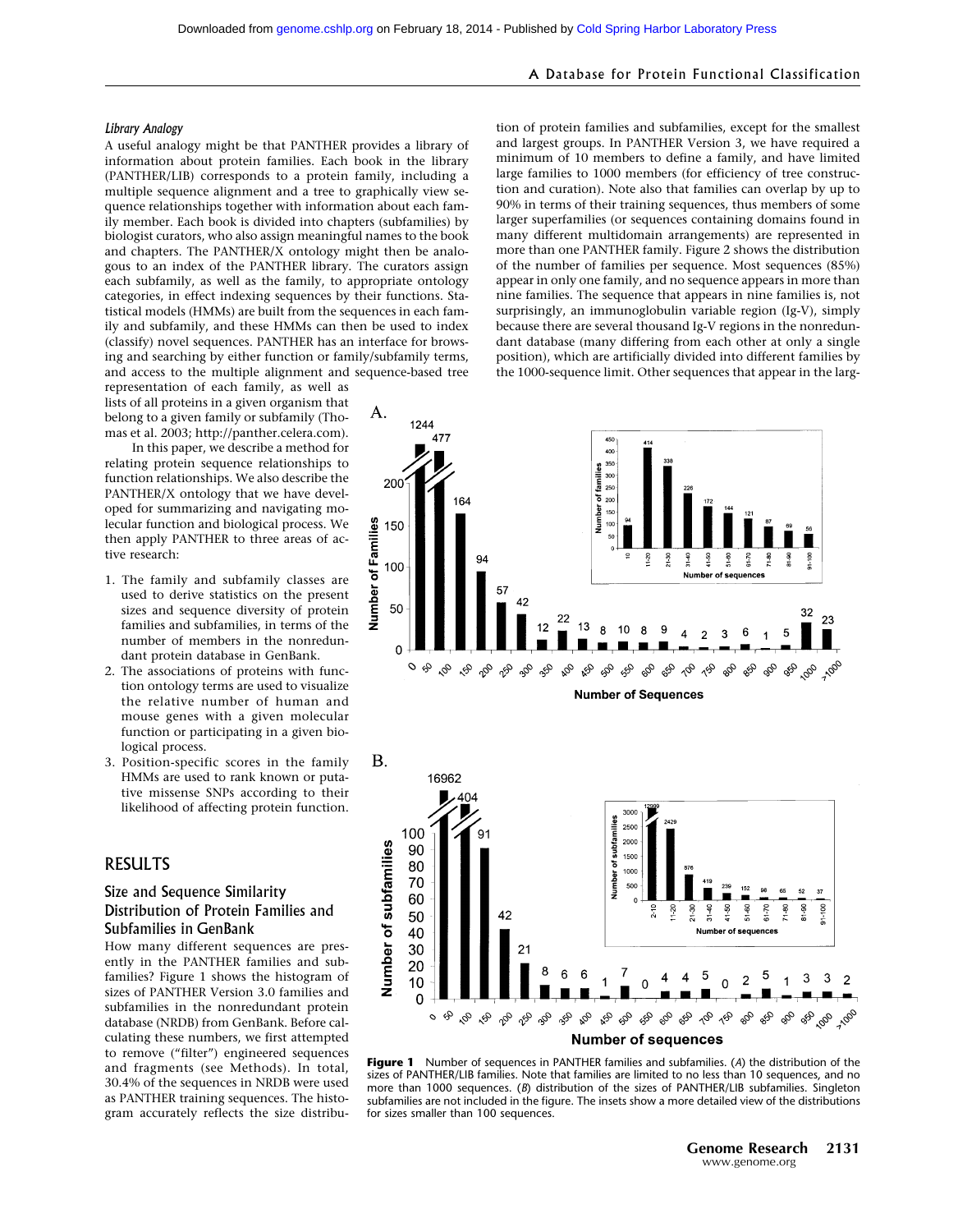### *Library Analogy*

A useful analogy might be that PANTHER provides a library of information about protein families. Each book in the library (PANTHER/LIB) corresponds to a protein family, including a multiple sequence alignment and a tree to graphically view sequence relationships together with information about each family member. Each book is divided into chapters (subfamilies) by biologist curators, who also assign meaningful names to the book and chapters. The PANTHER/X ontology might then be analogous to an index of the PANTHER library. The curators assign each subfamily, as well as the family, to appropriate ontology categories, in effect indexing sequences by their functions. Statistical models (HMMs) are built from the sequences in each family and subfamily, and these HMMs can then be used to index (classify) novel sequences. PANTHER has an interface for browsing and searching by either function or family/subfamily terms, and access to the multiple alignment and sequence-based tree representation of each family, as well as lists of all proteins in a given organism that belong to a given family or subfamily (Thomas et al. 2003; http://panther.celera.com).

In this paper, we describe a method for relating protein sequence relationships to function relationships. We also describe the PANTHER/X ontology that we have developed for summarizing and navigating molecular function and biological process. We then apply PANTHER to three areas of active research:

1. The family and subfamily classes are used to derive statistics on the present sizes and sequence diversity of protein families and subfamilies, in terms of the number of members in the nonredundant protein database in GenBank.
2. The associations of proteins with function ontology terms are used to visualize the relative number of human and mouse genes with a given molecular function or participating in a given biological process.
3. Position-specific scores in the family HMMs are used to rank known or putative missense SNPs according to their likelihood of affecting protein function.

## RESULTS

### Size and Sequence Similarity Distribution of Protein Families and Subfamilies in GenBank

How many different sequences are presently in the PANTHER families and subfamilies? Figure 1 shows the histogram of sizes of PANTHER Version 3.0 families and subfamilies in the nonredundant protein database (NRDB) from GenBank. Before calculating these numbers, we first attempted to remove ("filter") engineered sequences and fragments (see Methods). In total, 30.4% of the sequences in NRDB were used as PANTHER training sequences. The histogram accurately reflects the size distribution of protein families and subfamilies, except for the smallest and largest groups. In PANTHER Version 3, we have required a minimum of 10 members to define a family, and have limited large families to 1000 members (for efficiency of tree construction and curation). Note also that families can overlap by up to 90% in terms of their training sequences, thus members of some larger superfamilies (or sequences containing domains found in many different multidomain arrangements) are represented in more than one PANTHER family. Figure 2 shows the distribution of the number of families per sequence. Most sequences (85%) appear in only one family, and no sequence appears in more than nine families. The sequence that appears in nine families is, not surprisingly, an immunoglobulin variable region (Ig-V), simply because there are several thousand Ig-V regions in the nonredundant database (many differing from each other at only a single position), which are artificially divided into different families by the 1000-sequence limit. Other sequences that appear in the larg-

A.

Number of Families

Number of Sequences

1244, 477, 164, 94, 57, 42, 12, 22, 13, 8, 10, 8, 9, 4, 2, 3, 6, 1, 5, 32, 23

0, 50, 100, 150, 200, 250, 300, 350, 400, 450, 500, 550, 600, 650, 700, 750, 800, 850, 900, 950, 1000, >1000

Inset: Number of families; Number of sequences

94, 414, 338, 226, 172, 144, 121, 87, 69, 56

10, 11-20, 21-30, 31-40, 41-50, 51-60, 61-70, 71-80, 81-90, 91-100

B.

Number of subfamilies

Number of sequences

16962, 404, 91, 42, 21, 8, 6, 6, 1, 7, 0, 4, 4, 5, 0, 2, 5, 1, 3, 3, 2

0, 50, 100, 150, 200, 250, 300, 350, 400, 450, 500, 550, 600, 650, 700, 750, 800, 850, 900, 950, 1000, >1000

Inset: Number of subfamilies; Number of sequences

12299, 2429, 876, 419, 239, 152, 98, 65, 52, 37

2-10, 11-20, 21-30, 31-40, 41-50, 51-60, 61-70, 71-80, 81-90, 91-100

**Figure 1** Number of sequences in PANTHER families and subfamilies. (*A*) the distribution of the sizes of PANTHER/LIB families. Note that families are limited to no less than 10 sequences, and no more than 1000 sequences. (*B*) distribution of the sizes of PANTHER/LIB subfamilies. Singleton subfamilies are not included in the figure. The insets show a more detailed view of the distributions for sizes smaller than 100 sequences.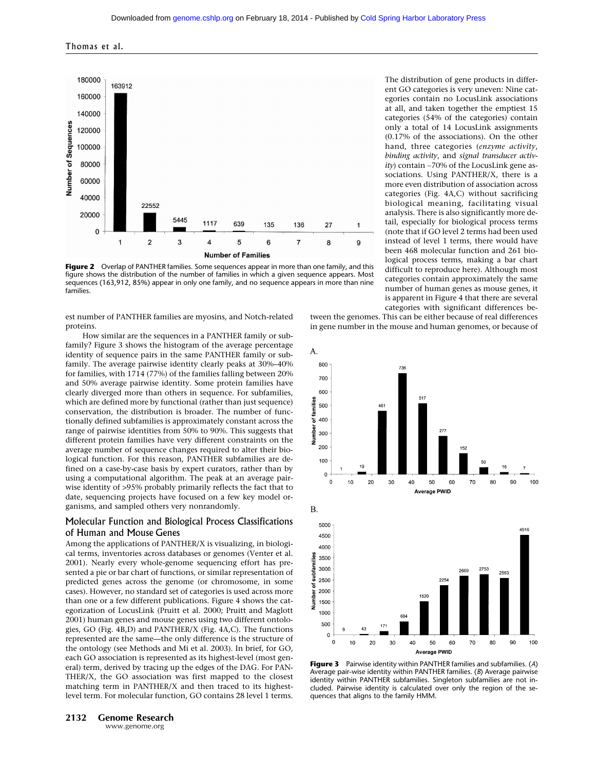**Figure 2** Overlap of PANTHER families. Some sequences appear in more than one family, and this figure shows the distribution of the number of families in which a given sequence appears. Most sequences (163,912, 85%) appear in only one family, and no sequence appears in more than nine families.

The distribution of gene products in different GO categories is very uneven: Nine categories contain no LocusLink associations at all, and taken together the emptiest 15 categories (54% of the categories) contain only a total of 14 LocusLink assignments (0.17% of the associations). On the other hand, three categories (*enzyme activity*, *binding activity*, and *signal transducer activity*) contain ~70% of the LocusLink gene associations. Using PANTHER/X, there is a more even distribution of association across categories (Fig. 4A,C) without sacrificing biological meaning, facilitating visual analysis. There is also significantly more detail, especially for biological process terms (note that if GO level 2 terms had been used instead of level 1 terms, there would have been 468 molecular function and 261 biological process terms, making a bar chart difficult to reproduce here). Although most categories contain approximately the same number of human genes as mouse genes, it is apparent in Figure 4 that there are several categories with significant differences between the genomes. This can be either because of real differences in gene number in the mouse and human genomes, or because of

est number of PANTHER families are myosins, and Notch-related proteins.

How similar are the sequences in a PANTHER family or subfamily? Figure 3 shows the histogram of the average percentage identity of sequence pairs in the same PANTHER family or subfamily. The average pairwise identity clearly peaks at 30%–40% for families, with 1714 (77%) of the families falling between 20% and 50% average pairwise identity. Some protein families have clearly diverged more than others in sequence. For subfamilies, which are defined more by functional (rather than just sequence) conservation, the distribution is broader. The number of functionally defined subfamilies is approximately constant across the range of pairwise identities from 50% to 90%. This suggests that different protein families have very different constraints on the average number of sequence changes required to alter their biological function. For this reason, PANTHER subfamilies are defined on a case-by-case basis by expert curators, rather than by using a computational algorithm. The peak at an average pairwise identity of >95% probably primarily reflects the fact that to date, sequencing projects have focused on a few key model organisms, and sampled others very nonrandomly.

## Molecular Function and Biological Process Classifications of Human and Mouse Genes

Among the applications of PANTHER/X is visualizing, in biological terms, inventories across databases or genomes (Venter et al. 2001). Nearly every whole-genome sequencing effort has presented a pie or bar chart of functions, or similar representation of predicted genes across the genome (or chromosome, in some cases). However, no standard set of categories is used across more than one or a few different publications. Figure 4 shows the categorization of LocusLink (Pruitt et al. 2000; Pruitt and Maglott 2001) human genes and mouse genes using two different ontologies, GO (Fig. 4B,D) and PANTHER/X (Fig. 4A,C). The functions represented are the same—the only difference is the structure of the ontology (see Methods and Mi et al. 2003). In brief, for GO, each GO association is represented as its highest-level (most general) term, derived by tracing up the edges of the DAG. For PANTHER/X, the GO association was first mapped to the closest matching term in PANTHER/X and then traced to its highest-level term. For molecular function, GO contains 28 level 1 terms.

**Figure 3** Pairwise identity within PANTHER families and subfamilies. (*A*) Average pair-wise identity within PANTHER families. (*B*) Average pairwise identity within PANTHER subfamilies. Singleton subfamilies are not included. Pairwise identity is calculated over only the region of the sequences that aligns to the family HMM.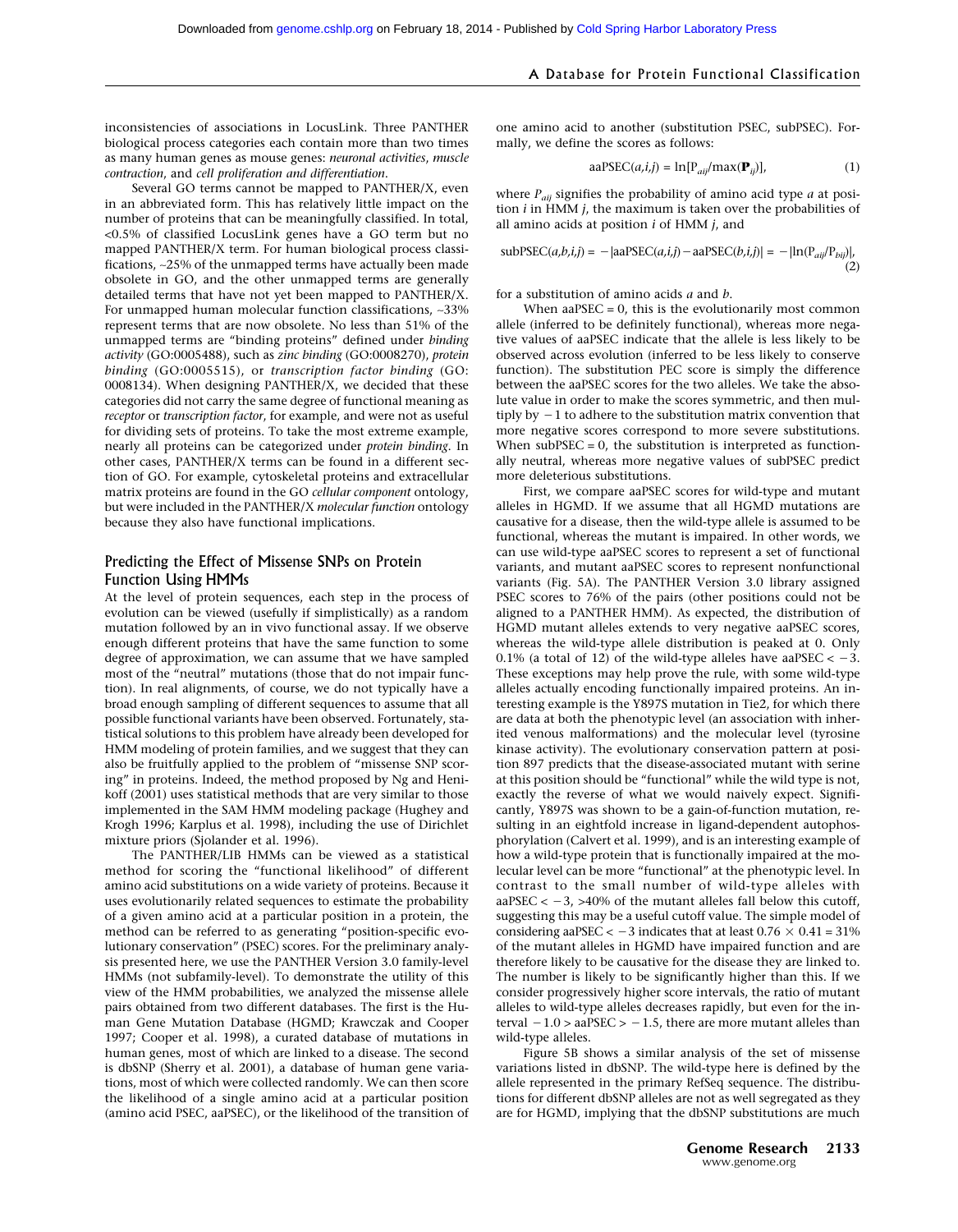inconsistencies of associations in LocusLink. Three PANTHER biological process categories each contain more than two times as many human genes as mouse genes: *neuronal activities*, *muscle contraction*, and *cell proliferation and differentiation*.

Several GO terms cannot be mapped to PANTHER/X, even in an abbreviated form. This has relatively little impact on the number of proteins that can be meaningfully classified. In total, <0.5% of classified LocusLink genes have a GO term but no mapped PANTHER/X term. For human biological process classifications, ~25% of the unmapped terms have actually been made obsolete in GO, and the other unmapped terms are generally detailed terms that have not yet been mapped to PANTHER/X. For unmapped human molecular function classifications, ~33% represent terms that are now obsolete. No less than 51% of the unmapped terms are "binding proteins" defined under *binding activity* (GO:0005488), such as *zinc binding* (GO:0008270), *protein binding* (GO:0005515), or *transcription factor binding* (GO: 0008134). When designing PANTHER/X, we decided that these categories did not carry the same degree of functional meaning as *receptor* or *transcription factor*, for example, and were not as useful for dividing sets of proteins. To take the most extreme example, nearly all proteins can be categorized under *protein binding*. In other cases, PANTHER/X terms can be found in a different section of GO. For example, cytoskeletal proteins and extracellular matrix proteins are found in the GO *cellular component* ontology, but were included in the PANTHER/X *molecular function* ontology because they also have functional implications.

## Predicting the Effect of Missense SNPs on Protein Function Using HMMs

At the level of protein sequences, each step in the process of evolution can be viewed (usefully if simplistically) as a random mutation followed by an in vivo functional assay. If we observe enough different proteins that have the same function to some degree of approximation, we can assume that we have sampled most of the "neutral" mutations (those that do not impair function). In real alignments, of course, we do not typically have a broad enough sampling of different sequences to assume that all possible functional variants have been observed. Fortunately, statistical solutions to this problem have already been developed for HMM modeling of protein families, and we suggest that they can also be fruitfully applied to the problem of "missense SNP scoring" in proteins. Indeed, the method proposed by Ng and Henikoff (2001) uses statistical methods that are very similar to those implemented in the SAM HMM modeling package (Hughey and Krogh 1996; Karplus et al. 1998), including the use of Dirichlet mixture priors (Sjolander et al. 1996).

The PANTHER/LIB HMMs can be viewed as a statistical method for scoring the "functional likelihood" of different amino acid substitutions on a wide variety of proteins. Because it uses evolutionarily related sequences to estimate the probability of a given amino acid at a particular position in a protein, the method can be referred to as generating "position-specific evolutionary conservation" (PSEC) scores. For the preliminary analysis presented here, we use the PANTHER Version 3.0 family-level HMMs (not subfamily-level). To demonstrate the utility of this view of the HMM probabilities, we analyzed the missense allele pairs obtained from two different databases. The first is the Human Gene Mutation Database (HGMD; Krawczak and Cooper 1997; Cooper et al. 1998), a curated database of mutations in human genes, most of which are linked to a disease. The second is dbSNP (Sherry et al. 2001), a database of human gene variations, most of which were collected randomly. We can then score the likelihood of a single amino acid at a particular position (amino acid PSEC, aaPSEC), or the likelihood of the transition of one amino acid to another (substitution PSEC, subPSEC). Formally, we define the scores as follows:

$$\text{aaPSEC}(a,i,j) = \ln[P_{aij}/\max(\mathbf{P}_{ij})], \quad (1)$$

where $P_{aij}$ signifies the probability of amino acid type $a$ at position $i$ in HMM $j$, the maximum is taken over the probabilities of all amino acids at position $i$ of HMM $j$, and

$$\text{subPSEC}(a,b,i,j) = -|\text{aaPSEC}(a,i,j) - \text{aaPSEC}(b,i,j)| = -|\ln(P_{aij}/P_{bij})|, \quad (2)$$

for a substitution of amino acids $a$ and $b$.

When aaPSEC = 0, this is the evolutionarily most common allele (inferred to be definitely functional), whereas more negative values of aaPSEC indicate that the allele is less likely to be observed across evolution (inferred to be less likely to conserve function). The substitution PEC score is simply the difference between the aaPSEC scores for the two alleles. We take the absolute value in order to make the scores symmetric, and then multiply by −1 to adhere to the substitution matrix convention that more negative scores correspond to more severe substitutions. When subPSEC = 0, the substitution is interpreted as functionally neutral, whereas more negative values of subPSEC predict more deleterious substitutions.

First, we compare aaPSEC scores for wild-type and mutant alleles in HGMD. If we assume that all HGMD mutations are causative for a disease, then the wild-type allele is assumed to be functional, whereas the mutant is impaired. In other words, we can use wild-type aaPSEC scores to represent a set of functional variants, and mutant aaPSEC scores to represent nonfunctional variants (Fig. 5A). The PANTHER Version 3.0 library assigned PSEC scores to 76% of the pairs (other positions could not be aligned to a PANTHER HMM). As expected, the distribution of HGMD mutant alleles extends to very negative aaPSEC scores, whereas the wild-type allele distribution is peaked at 0. Only 0.1% (a total of 12) of the wild-type alleles have aaPSEC < −3. These exceptions may help prove the rule, with some wild-type alleles actually encoding functionally impaired proteins. An interesting example is the Y897S mutation in Tie2, for which there are data at both the phenotypic level (an association with inherited venous malformations) and the molecular level (tyrosine kinase activity). The evolutionary conservation pattern at position 897 predicts that the disease-associated mutant with serine at this position should be "functional" while the wild type is not, exactly the reverse of what we would naively expect. Significantly, Y897S was shown to be a gain-of-function mutation, resulting in an eightfold increase in ligand-dependent autophosphorylation (Calvert et al. 1999), and is an interesting example of how a wild-type protein that is functionally impaired at the molecular level can be more "functional" at the phenotypic level. In contrast to the small number of wild-type alleles with aaPSEC < −3, >40% of the mutant alleles fall below this cutoff, suggesting this may be a useful cutoff value. The simple model of considering aaPSEC < −3 indicates that at least $0.76 \times 0.41 = 31\%$ of the mutant alleles in HGMD have impaired function and are therefore likely to be causative for the disease they are linked to. The number is likely to be significantly higher than this. If we consider progressively higher score intervals, the ratio of mutant alleles to wild-type alleles decreases rapidly, but even for the interval −1.0 > aaPSEC > −1.5, there are more mutant alleles than wild-type alleles.

Figure 5B shows a similar analysis of the set of missense variations listed in dbSNP. The wild-type here is defined by the allele represented in the primary RefSeq sequence. The distributions for different dbSNP alleles are not as well segregated as they are for HGMD, implying that the dbSNP substitutions are much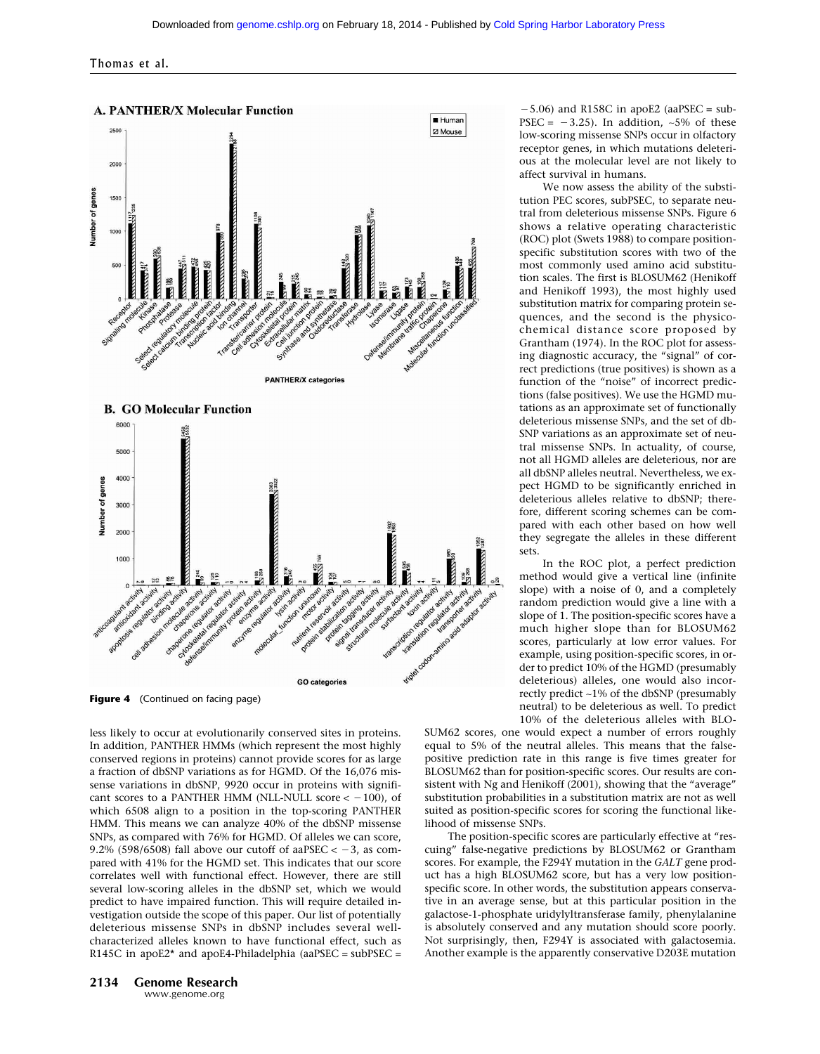Figure 4 (Continued on facing page)

less likely to occur at evolutionarily conserved sites in proteins. In addition, PANTHER HMMs (which represent the most highly conserved regions in proteins) cannot provide scores for as large a fraction of dbSNP variations as for HGMD. Of the 16,076 missense variations in dbSNP, 9920 occur in proteins with significant scores to a PANTHER HMM (NLL-NULL score < −100), of which 6508 align to a position in the top-scoring PANTHER HMM. This means we can analyze 40% of the dbSNP missense SNPs, as compared with 76% for HGMD. Of alleles we can score, 9.2% (598/6508) fall above our cutoff of aaPSEC < −3, as compared with 41% for the HGMD set. This indicates that our score correlates well with functional effect. However, there are still several low-scoring alleles in the dbSNP set, which we would predict to have impaired function. This will require detailed investigation outside the scope of this paper. Our list of potentially deleterious missense SNPs in dbSNP includes several well-characterized alleles known to have functional effect, such as R145C in apoE2* and apoE4-Philadelphia (aaPSEC = subPSEC = −5.06) and R158C in apoE2 (aaPSEC = subPSEC = −3.25). In addition, ~5% of these low-scoring missense SNPs occur in olfactory receptor genes, in which mutations deleterious at the molecular level are not likely to affect survival in humans.

We now assess the ability of the substitution PEC scores, subPSEC, to separate neutral from deleterious missense SNPs. Figure 6 shows a relative operating characteristic (ROC) plot (Swets 1988) to compare position-specific substitution scores with two of the most commonly used amino acid substitution scales. The first is BLOSUM62 (Henikoff and Henikoff 1993), the most highly used substitution matrix for comparing protein sequences, and the second is the physicochemical distance score proposed by Grantham (1974). In the ROC plot for assessing diagnostic accuracy, the "signal" of correct predictions (true positives) is shown as a function of the "noise" of incorrect predictions (false positives). We use the HGMD mutations as an approximate set of functionally deleterious missense SNPs, and the set of dbSNP variations as an approximate set of neutral missense SNPs. In actuality, of course, not all HGMD alleles are deleterious, nor are all dbSNP alleles neutral. Nevertheless, we expect HGMD to be significantly enriched in deleterious alleles relative to dbSNP; therefore, different scoring schemes can be compared with each other based on how well they segregate the alleles in these different sets.

In the ROC plot, a perfect prediction method would give a vertical line (infinite slope) with a noise of 0, and a completely random prediction would give a line with a slope of 1. The position-specific scores have a much higher slope than for BLOSUM62 scores, particularly at low error values. For example, using position-specific scores, in order to predict 10% of the HGMD (presumably deleterious) alleles, one would also incorrectly predict ~1% of the dbSNP (presumably neutral) to be deleterious as well. To predict 10% of the deleterious alleles with BLOSUM62 scores, one would expect a number of errors roughly equal to 5% of the neutral alleles. This means that the false-positive prediction rate in this range is five times greater for BLOSUM62 than for position-specific scores. Our results are consistent with Ng and Henikoff (2001), showing that the "average" substitution probabilities in a substitution matrix are not as well suited as position-specific scores for scoring the functional likelihood of missense SNPs.

The position-specific scores are particularly effective at "rescuing" false-negative predictions by BLOSUM62 or Grantham scores. For example, the F294Y mutation in the *GALT* gene product has a high BLOSUM62 score, but has a very low position-specific score. In other words, the substitution appears conservative in an average sense, but at this particular position in the galactose-1-phosphate uridylyltransferase family, phenylalanine is absolutely conserved and any mutation should score poorly. Not surprisingly, then, F294Y is associated with galactosemia. Another example is the apparently conservative D203E mutation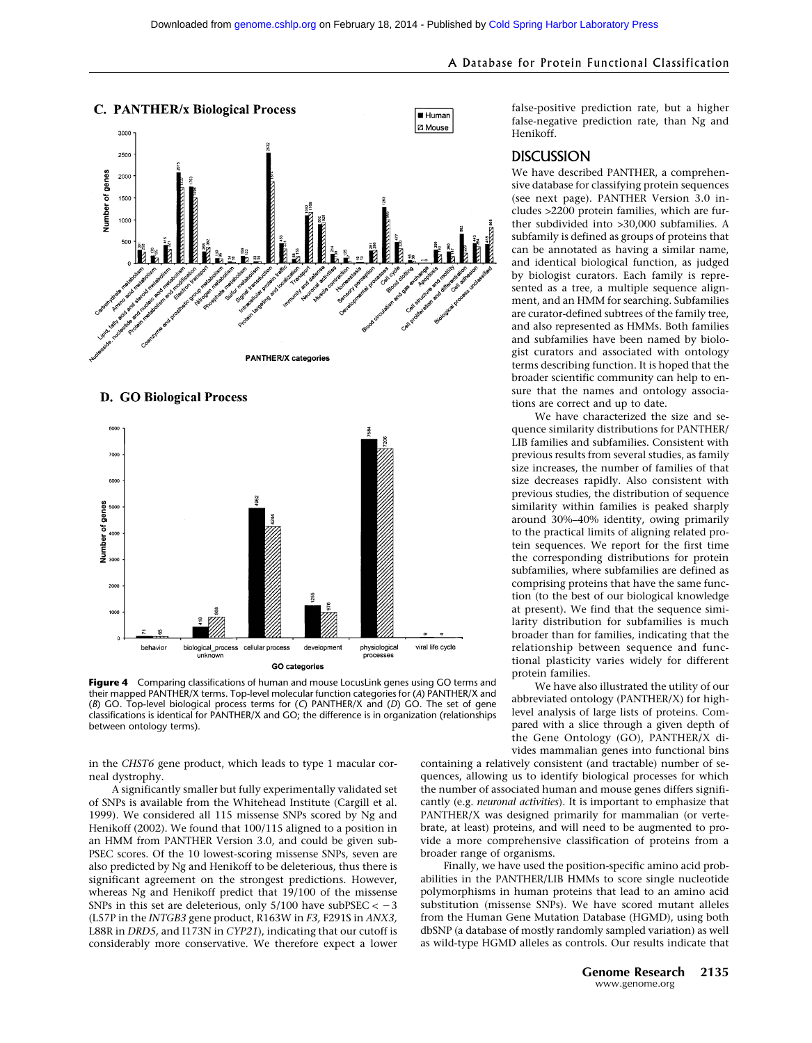**Figure 4** Comparing classifications of human and mouse LocusLink genes using GO terms and their mapped PANTHER/X terms. Top-level molecular function categories for (*A*) PANTHER/X and (*B*) GO. Top-level biological process terms for (*C*) PANTHER/X and (*D*) GO. The set of gene classifications is identical for PANTHER/X and GO; the difference is in organization (relationships between ontology terms).

in the *CHST6* gene product, which leads to type 1 macular corneal dystrophy.

A significantly smaller but fully experimentally validated set of SNPs is available from the Whitehead Institute (Cargill et al. 1999). We considered all 115 missense SNPs scored by Ng and Henikoff (2002). We found that 100/115 aligned to a position in an HMM from PANTHER Version 3.0, and could be given subPSEC scores. Of the 10 lowest-scoring missense SNPs, seven are also predicted by Ng and Henikoff to be deleterious, thus there is significant agreement on the strongest predictions. However, whereas Ng and Henikoff predict that 19/100 of the missense SNPs in this set are deleterious, only 5/100 have subPSEC < $-3$ (L57P in the *INTGB3* gene product, R163W in *F3,* F291S in *ANX3,* L88R in *DRD5,* and I173N in *CYP21*), indicating that our cutoff is considerably more conservative. We therefore expect a lower false-positive prediction rate, but a higher false-negative prediction rate, than Ng and Henikoff.

## DISCUSSION

We have described PANTHER, a comprehensive database for classifying protein sequences (see next page). PANTHER Version 3.0 includes >2200 protein families, which are further subdivided into >30,000 subfamilies. A subfamily is defined as groups of proteins that can be annotated as having a similar name, and identical biological function, as judged by biologist curators. Each family is represented as a tree, a multiple sequence alignment, and an HMM for searching. Subfamilies are curator-defined subtrees of the family tree, and also represented as HMMs. Both families and subfamilies have been named by biologist curators and associated with ontology terms describing function. It is hoped that the broader scientific community can help to ensure that the names and ontology associations are correct and up to date.

We have characterized the size and sequence similarity distributions for PANTHER/LIB families and subfamilies. Consistent with previous results from several studies, as family size increases, the number of families of that size decreases rapidly. Also consistent with previous studies, the distribution of sequence similarity within families is peaked sharply around 30%–40% identity, owing primarily to the practical limits of aligning related protein sequences. We report for the first time the corresponding distributions for protein subfamilies, where subfamilies are defined as comprising proteins that have the same function (to the best of our biological knowledge at present). We find that the sequence similarity distribution for subfamilies is much broader than for families, indicating that the relationship between sequence and functional plasticity varies widely for different protein families.

We have also illustrated the utility of our abbreviated ontology (PANTHER/X) for high-level analysis of large lists of proteins. Compared with a slice through a given depth of the Gene Ontology (GO), PANTHER/X divides mammalian genes into functional bins containing a relatively consistent (and tractable) number of sequences, allowing us to identify biological processes for which the number of associated human and mouse genes differs significantly (e.g. *neuronal activities*). It is important to emphasize that PANTHER/X was designed primarily for mammalian (or vertebrate, at least) proteins, and will need to be augmented to provide a more comprehensive classification of proteins from a broader range of organisms.

Finally, we have used the position-specific amino acid probabilities in the PANTHER/LIB HMMs to score single nucleotide polymorphisms in human proteins that lead to an amino acid substitution (missense SNPs). We have scored mutant alleles from the Human Gene Mutation Database (HGMD), using both dbSNP (a database of mostly randomly sampled variation) as well as wild-type HGMD alleles as controls. Our results indicate that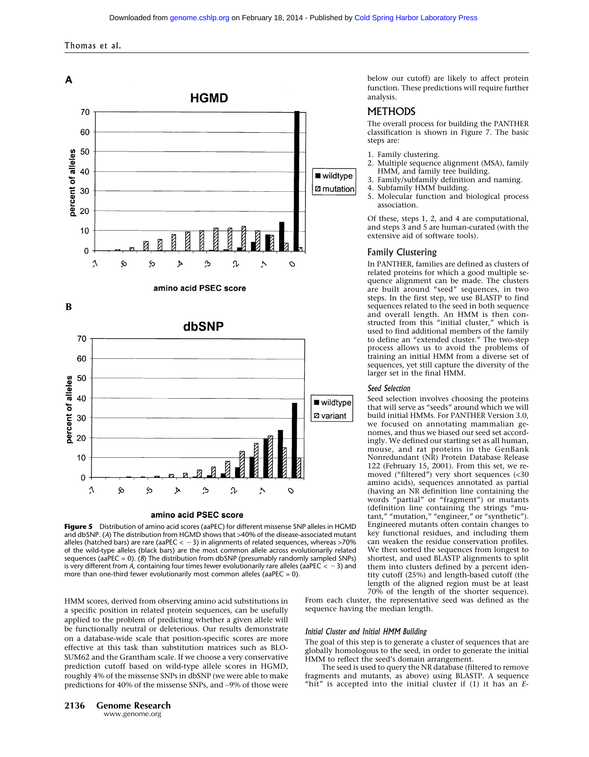**Figure 5** Distribution of amino acid scores (aaPEC) for different missense SNP alleles in HGMD and dbSNP. (*A*) The distribution from HGMD shows that >40% of the disease-associated mutant alleles (hatched bars) are rare (aaPEC < −3) in alignments of related sequences, whereas >70% of the wild-type alleles (black bars) are the most common allele across evolutionarily related sequences (aaPEC = 0). (*B*) The distribution from dbSNP (presumably randomly sampled SNPs) is very different from *A*, containing four times fewer evolutionarily rare alleles (aaPEC < −3) and more than one-third fewer evolutionarily most common alleles (aaPEC = 0).

HMM scores, derived from observing amino acid substitutions in a specific position in related protein sequences, can be usefully applied to the problem of predicting whether a given allele will be functionally neutral or deleterious. Our results demonstrate on a database-wide scale that position-specific scores are more effective at this task than substitution matrices such as BLOSUM62 and the Grantham scale. If we choose a very conservative prediction cutoff based on wild-type allele scores in HGMD, roughly 4% of the missense SNPs in dbSNP (we were able to make predictions for 40% of the missense SNPs, and ~9% of those were below our cutoff) are likely to affect protein function. These predictions will require further analysis.

# METHODS

The overall process for building the PANTHER classification is shown in Figure 7. The basic steps are:

1. Family clustering.
2. Multiple sequence alignment (MSA), family HMM, and family tree building.
3. Family/subfamily definition and naming.
4. Subfamily HMM building.
5. Molecular function and biological process association.

Of these, steps 1, 2, and 4 are computational, and steps 3 and 5 are human-curated (with the extensive aid of software tools).

## Family Clustering

In PANTHER, families are defined as clusters of related proteins for which a good multiple sequence alignment can be made. The clusters are built around "seed" sequences, in two steps. In the first step, we use BLASTP to find sequences related to the seed in both sequence and overall length. An HMM is then constructed from this "initial cluster," which is used to find additional members of the family to define an "extended cluster." The two-step process allows us to avoid the problems of training an initial HMM from a diverse set of sequences, yet still capture the diversity of the larger set in the final HMM.

### *Seed Selection*

Seed selection involves choosing the proteins that will serve as "seeds" around which we will build initial HMMs. For PANTHER Version 3.0, we focused on annotating mammalian genomes, and thus we biased our seed set accordingly. We defined our starting set as all human, mouse, and rat proteins in the GenBank Nonredundant (NR) Protein Database Release 122 (February 15, 2001). From this set, we removed ("filtered") very short sequences (<30 amino acids), sequences annotated as partial (having an NR definition line containing the words "partial" or "fragment") or mutants (definition line containing the strings "mutant," "mutation," "engineer," or "synthetic"). Engineered mutants often contain changes to key functional residues, and including them can weaken the residue conservation profiles. We then sorted the sequences from longest to shortest, and used BLASTP alignments to split them into clusters defined by a percent identity cutoff (25%) and length-based cutoff (the length of the aligned region must be at least 70% of the length of the shorter sequence). From each cluster, the representative seed was defined as the sequence having the median length.

### *Initial Cluster and Initial HMM Building*

The goal of this step is to generate a cluster of sequences that are globally homologous to the seed, in order to generate the initial HMM to reflect the seed's domain arrangement.

The seed is used to query the NR database (filtered to remove fragments and mutants, as above) using BLASTP. A sequence "hit" is accepted into the initial cluster if (1) it has an *E*-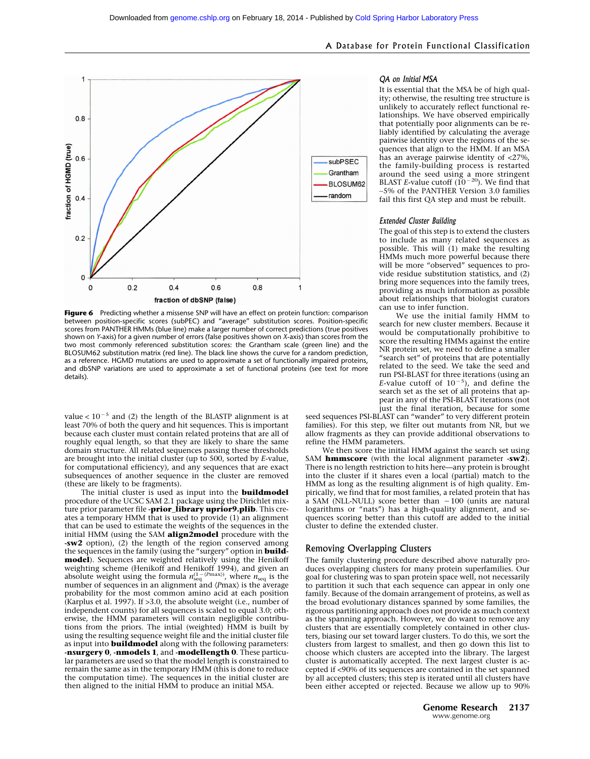**Figure 6** Predicting whether a missense SNP will have an effect on protein function: comparison between position-specific scores (subPEC) and "average" substitution scores. Position-specific scores from PANTHER HMMs (blue line) make a larger number of correct predictions (true positives shown on Y-axis) for a given number of errors (false positives shown on X-axis) than scores from the two most commonly referenced substitution scores: the Grantham scale (green line) and the BLOSUM62 substitution matrix (red line). The black line shows the curve for a random prediction, as a reference. HGMD mutations are used to approximate a set of functionally impaired proteins, and dbSNP variations are used to approximate a set of functional proteins (see text for more details).

value < $10^{-5}$ and (2) the length of the BLASTP alignment is at least 70% of both the query and hit sequences. This is important because each cluster must contain related proteins that are all of roughly equal length, so that they are likely to share the same domain structure. All related sequences passing these thresholds are brought into the initial cluster (up to 500, sorted by *E*-value, for computational efficiency), and any sequences that are exact subsequences of another sequence in the cluster are removed (these are likely to be fragments).

The initial cluster is used as input into the **buildmodel** procedure of the UCSC SAM 2.1 package using the Dirichlet mixture prior parameter file **-prior_library uprior9.plib**. This creates a temporary HMM that is used to provide (1) an alignment that can be used to estimate the weights of the sequences in the initial HMM (using the SAM **align2model** procedure with the **-sw2** option), (2) the length of the region conserved among the sequences in the family (using the "surgery" option in **buildmodel**). Sequences are weighted relatively using the Henikoff weighting scheme (Henikoff and Henikoff 1994), and given an absolute weight using the formula $n_{\text{seq}}^{(1-\langle P\text{max}\rangle)}$, where $n_{\text{seq}}$ is the number of sequences in an alignment and $\langle P\text{max}\rangle$ is the average probability for the most common amino acid at each position (Karplus et al. 1997). If >3.0, the absolute weight (i.e., number of independent counts) for all sequences is scaled to equal 3.0; otherwise, the HMM parameters will contain negligible contributions from the priors. The initial (weighted) HMM is built by using the resulting sequence weight file and the initial cluster file as input into **buildmodel** along with the following parameters: **-nsurgery 0**, **-nmodels 1**, and **-modellength 0**. These particular parameters are used so that the model length is constrained to remain the same as in the temporary HMM (this is done to reduce the computation time). The sequences in the initial cluster are then aligned to the initial HMM to produce an initial MSA.

### *QA on Initial MSA*

It is essential that the MSA be of high quality; otherwise, the resulting tree structure is unlikely to accurately reflect functional relationships. We have observed empirically that potentially poor alignments can be reliably identified by calculating the average pairwise identity over the regions of the sequences that align to the HMM. If an MSA has an average pairwise identity of <27%, the family-building process is restarted around the seed using a more stringent BLAST *E*-value cutoff ($10^{-20}$). We find that ~5% of the PANTHER Version 3.0 families fail this first QA step and must be rebuilt.

### *Extended Cluster Building*

The goal of this step is to extend the clusters to include as many related sequences as possible. This will (1) make the resulting HMMs much more powerful because there will be more "observed" sequences to provide residue substitution statistics, and (2) bring more sequences into the family trees, providing as much information as possible about relationships that biologist curators can use to infer function.

We use the initial family HMM to search for new cluster members. Because it would be computationally prohibitive to score the resulting HMMs against the entire NR protein set, we need to define a smaller "search set" of proteins that are potentially related to the seed. We take the seed and run PSI-BLAST for three iterations (using an *E*-value cutoff of $10^{-5}$), and define the search set as the set of all proteins that appear in any of the PSI-BLAST iterations (not just the final iteration, because for some seed sequences PSI-BLAST can "wander" to very different protein families). For this step, we filter out mutants from NR, but we allow fragments as they can provide additional observations to refine the HMM parameters.

We then score the initial HMM against the search set using SAM **hmmscore** (with the local alignment parameter **-sw2**). There is no length restriction to hits here—any protein is brought into the cluster if it shares even a local (partial) match to the HMM as long as the resulting alignment is of high quality. Empirically, we find that for most families, a related protein that has a SAM (NLL-NULL) score better than −100 (units are natural logarithms or "nats") has a high-quality alignment, and sequences scoring better than this cutoff are added to the initial cluster to define the extended cluster.

## Removing Overlapping Clusters

The family clustering procedure described above naturally produces overlapping clusters for many protein superfamilies. Our goal for clustering was to span protein space well, not necessarily to partition it such that each sequence can appear in only one family. Because of the domain arrangement of proteins, as well as the broad evolutionary distances spanned by some families, the rigorous partitioning approach does not provide as much context as the spanning approach. However, we do want to remove any clusters that are essentially completely contained in other clusters, biasing our set toward larger clusters. To do this, we sort the clusters from largest to smallest, and then go down this list to choose which clusters are accepted into the library. The largest cluster is automatically accepted. The next largest cluster is accepted if <90% of its sequences are contained in the set spanned by all accepted clusters; this step is iterated until all clusters have been either accepted or rejected. Because we allow up to 90%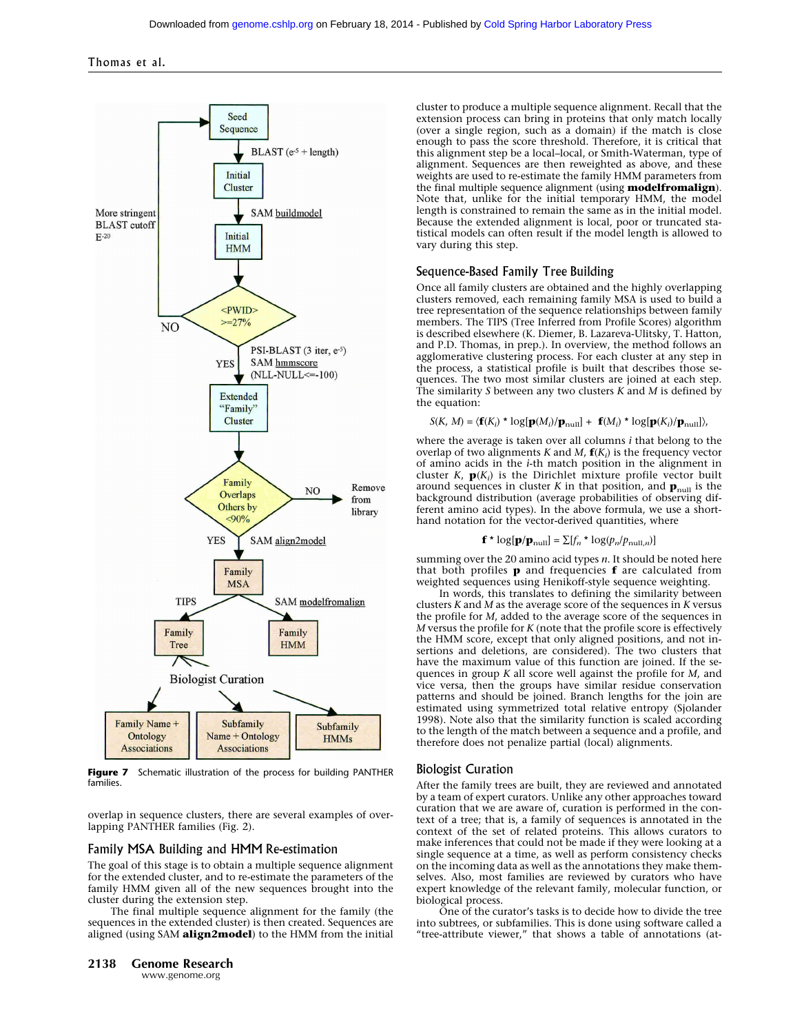**Figure 7** Schematic illustration of the process for building PANTHER families.

overlap in sequence clusters, there are several examples of overlapping PANTHER families (Fig. 2).

## Family MSA Building and HMM Re-estimation

The goal of this stage is to obtain a multiple sequence alignment for the extended cluster, and to re-estimate the parameters of the family HMM given all of the new sequences brought into the cluster during the extension step.

The final multiple sequence alignment for the family (the sequences in the extended cluster) is then created. Sequences are aligned (using SAM **align2model**) to the HMM from the initial cluster to produce a multiple sequence alignment. Recall that the extension process can bring in proteins that only match locally (over a single region, such as a domain) if the match is close enough to pass the score threshold. Therefore, it is critical that this alignment step be a local–local, or Smith-Waterman, type of alignment. Sequences are then reweighted as above, and these weights are used to re-estimate the family HMM parameters from the final multiple sequence alignment (using **modelfromalign**). Note that, unlike for the initial temporary HMM, the model length is constrained to remain the same as in the initial model. Because the extended alignment is local, poor or truncated statistical models can often result if the model length is allowed to vary during this step.

## Sequence-Based Family Tree Building

Once all family clusters are obtained and the highly overlapping clusters removed, each remaining family MSA is used to build a tree representation of the sequence relationships between family members. The TIPS (Tree Inferred from Profile Scores) algorithm is described elsewhere (K. Diemer, B. Lazareva-Ulitsky, T. Hatton, and P.D. Thomas, in prep.). In overview, the method follows an agglomerative clustering process. For each cluster at any step in the process, a statistical profile is built that describes those sequences. The two most similar clusters are joined at each step. The similarity $S$ between any two clusters $K$ and $M$ is defined by the equation:

$$S(K, M) = \langle \mathbf{f}(K_i) * \log[\mathbf{p}(M_i)/\mathbf{p}_{\mathrm{null}}] + \mathbf{f}(M_i) * \log[\mathbf{p}(K_i)/\mathbf{p}_{\mathrm{null}}] \rangle,$$

where the average is taken over all columns $i$ that belong to the overlap of two alignments $K$ and $M$, $\mathbf{f}(K_i)$ is the frequency vector of amino acids in the $i$-th match position in the alignment in cluster $K$, $\mathbf{p}(K_i)$ is the Dirichlet mixture profile vector built around sequences in cluster $K$ in that position, and $\mathbf{p}_{\mathrm{null}}$ is the background distribution (average probabilities of observing different amino acid types). In the above formula, we use a shorthand notation for the vector-derived quantities, where

$$\mathbf{f} * \log[\mathbf{p}/\mathbf{p}_{\mathrm{null}}] = \Sigma[f_n * \log(p_n/p_{\mathrm{null},n})]$$

summing over the 20 amino acid types $n$. It should be noted here that both profiles $\mathbf{p}$ and frequencies $\mathbf{f}$ are calculated from weighted sequences using Henikoff-style sequence weighting.

In words, this translates to defining the similarity between clusters $K$ and $M$ as the average score of the sequences in $K$ versus the profile for $M$, added to the average score of the sequences in $M$ versus the profile for $K$ (note that the profile score is effectively the HMM score, except that only aligned positions, and not insertions and deletions, are considered). The two clusters that have the maximum value of this function are joined. If the sequences in group $K$ all score well against the profile for $M$, and vice versa, then the groups have similar residue conservation patterns and should be joined. Branch lengths for the join are estimated using symmetrized total relative entropy (Sjolander 1998). Note also that the similarity function is scaled according to the length of the match between a sequence and a profile, and therefore does not penalize partial (local) alignments.

## Biologist Curation

After the family trees are built, they are reviewed and annotated by a team of expert curators. Unlike any other approaches toward curation that we are aware of, curation is performed in the context of a tree; that is, a family of sequences is annotated in the context of the set of related proteins. This allows curators to make inferences that could not be made if they were looking at a single sequence at a time, as well as perform consistency checks on the incoming data as well as the annotations they make themselves. Also, most families are reviewed by curators who have expert knowledge of the relevant family, molecular function, or biological process.

One of the curator's tasks is to decide how to divide the tree into subtrees, or subfamilies. This is done using software called a "tree-attribute viewer," that shows a table of annotations (at-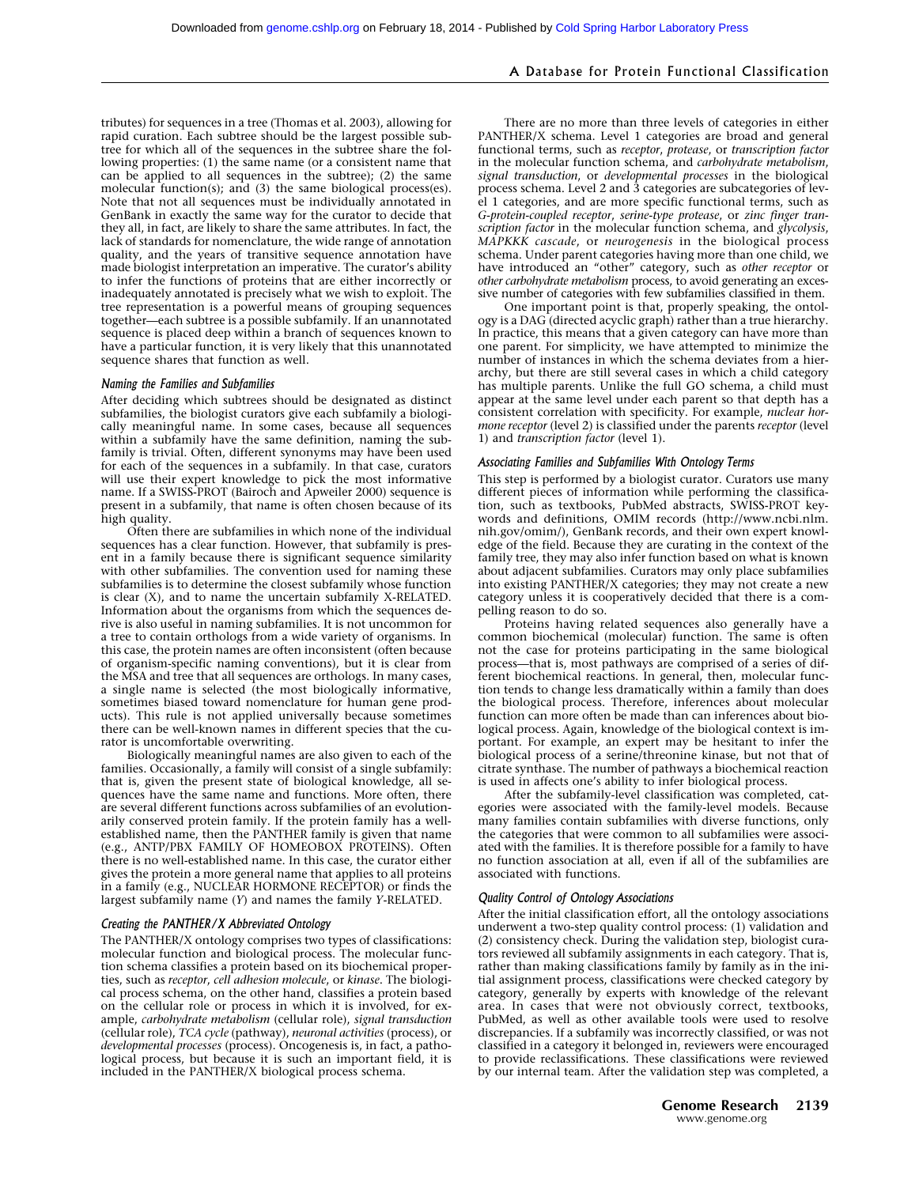tributes) for sequences in a tree (Thomas et al. 2003), allowing for rapid curation. Each subtree should be the largest possible subtree for which all of the sequences in the subtree share the following properties: (1) the same name (or a consistent name that can be applied to all sequences in the subtree); (2) the same molecular function(s); and (3) the same biological process(es). Note that not all sequences must be individually annotated in GenBank in exactly the same way for the curator to decide that they all, in fact, are likely to share the same attributes. In fact, the lack of standards for nomenclature, the wide range of annotation quality, and the years of transitive sequence annotation have made biologist interpretation an imperative. The curator's ability to infer the functions of proteins that are either incorrectly or inadequately annotated is precisely what we wish to exploit. The tree representation is a powerful means of grouping sequences together—each subtree is a possible subfamily. If an unannotated sequence is placed deep within a branch of sequences known to have a particular function, it is very likely that this unannotated sequence shares that function as well.

### Naming the Families and Subfamilies

After deciding which subtrees should be designated as distinct subfamilies, the biologist curators give each subfamily a biologically meaningful name. In some cases, because all sequences within a subfamily have the same definition, naming the subfamily is trivial. Often, different synonyms may have been used for each of the sequences in a subfamily. In that case, curators will use their expert knowledge to pick the most informative name. If a SWISS-PROT (Bairoch and Apweiler 2000) sequence is present in a subfamily, that name is often chosen because of its high quality.

Often there are subfamilies in which none of the individual sequences has a clear function. However, that subfamily is present in a family because there is significant sequence similarity with other subfamilies. The convention used for naming these subfamilies is to determine the closest subfamily whose function is clear (X), and to name the uncertain subfamily X-RELATED. Information about the organisms from which the sequences derive is also useful in naming subfamilies. It is not uncommon for a tree to contain orthologs from a wide variety of organisms. In this case, the protein names are often inconsistent (often because of organism-specific naming conventions), but it is clear from the MSA and tree that all sequences are orthologs. In many cases, a single name is selected (the most biologically informative, sometimes biased toward nomenclature for human gene products). This rule is not applied universally because sometimes there can be well-known names in different species that the curator is uncomfortable overwriting.

Biologically meaningful names are also given to each of the families. Occasionally, a family will consist of a single subfamily: that is, given the present state of biological knowledge, all sequences have the same name and functions. More often, there are several different functions across subfamilies of an evolutionarily conserved protein family. If the protein family has a well-established name, then the PANTHER family is given that name (e.g., ANTP/PBX FAMILY OF HOMEOBOX PROTEINS). Often there is no well-established name. In this case, the curator either gives the protein a more general name that applies to all proteins in a family (e.g., NUCLEAR HORMONE RECEPTOR) or finds the largest subfamily name (*Y*) and names the family *Y*-RELATED.

### Creating the PANTHER/X Abbreviated Ontology

The PANTHER/X ontology comprises two types of classifications: molecular function and biological process. The molecular function schema classifies a protein based on its biochemical properties, such as *receptor*, *cell adhesion molecule*, or *kinase*. The biological process schema, on the other hand, classifies a protein based on the cellular role or process in which it is involved, for example, *carbohydrate metabolism* (cellular role), *signal transduction* (cellular role), *TCA cycle* (pathway), *neuronal activities* (process), or *developmental processes* (process). Oncogenesis is, in fact, a pathological process, but because it is such an important field, it is included in the PANTHER/X biological process schema.

There are no more than three levels of categories in either PANTHER/X schema. Level 1 categories are broad and general functional terms, such as *receptor*, *protease*, or *transcription factor* in the molecular function schema, and *carbohydrate metabolism*, *signal transduction*, or *developmental processes* in the biological process schema. Level 2 and 3 categories are subcategories of level 1 categories, and are more specific functional terms, such as *G-protein-coupled receptor*, *serine-type protease*, or *zinc finger transcription factor* in the molecular function schema, and *glycolysis*, *MAPKKK cascade*, or *neurogenesis* in the biological process schema. Under parent categories having more than one child, we have introduced an "other" category, such as *other receptor* or *other carbohydrate metabolism* process, to avoid generating an excessive number of categories with few subfamilies classified in them.

One important point is that, properly speaking, the ontology is a DAG (directed acyclic graph) rather than a true hierarchy. In practice, this means that a given category can have more than one parent. For simplicity, we have attempted to minimize the number of instances in which the schema deviates from a hierarchy, but there are still several cases in which a child category has multiple parents. Unlike the full GO schema, a child must appear at the same level under each parent so that depth has a consistent correlation with specificity. For example, *nuclear hormone receptor* (level 2) is classified under the parents *receptor* (level 1) and *transcription factor* (level 1).

### Associating Families and Subfamilies With Ontology Terms

This step is performed by a biologist curator. Curators use many different pieces of information while performing the classification, such as textbooks, PubMed abstracts, SWISS-PROT keywords and definitions, OMIM records (http://www.ncbi.nlm.nih.gov/omim/), GenBank records, and their own expert knowledge of the field. Because they are curating in the context of the family tree, they may also infer function based on what is known about adjacent subfamilies. Curators may only place subfamilies into existing PANTHER/X categories; they may not create a new category unless it is cooperatively decided that there is a compelling reason to do so.

Proteins having related sequences also generally have a common biochemical (molecular) function. The same is often not the case for proteins participating in the same biological process—that is, most pathways are comprised of a series of different biochemical reactions. In general, then, molecular function tends to change less dramatically within a family than does the biological process. Therefore, inferences about molecular function can more often be made than can inferences about biological process. Again, knowledge of the biological context is important. For example, an expert may be hesitant to infer the biological process of a serine/threonine kinase, but not that of citrate synthase. The number of pathways a biochemical reaction is used in affects one's ability to infer biological process.

After the subfamily-level classification was completed, categories were associated with the family-level models. Because many families contain subfamilies with diverse functions, only the categories that were common to all subfamilies were associated with the families. It is therefore possible for a family to have no function association at all, even if all of the subfamilies are associated with functions.

### Quality Control of Ontology Associations

After the initial classification effort, all the ontology associations underwent a two-step quality control process: (1) validation and (2) consistency check. During the validation step, biologist curators reviewed all subfamily assignments in each category. That is, rather than making classifications family by family as in the initial assignment process, classifications were checked category by category, generally by experts with knowledge of the relevant area. In cases that were not obviously correct, textbooks, PubMed, as well as other available tools were used to resolve discrepancies. If a subfamily was incorrectly classified, or was not classified in a category it belonged in, reviewers were encouraged to provide reclassifications. These classifications were reviewed by our internal team. After the validation step was completed, a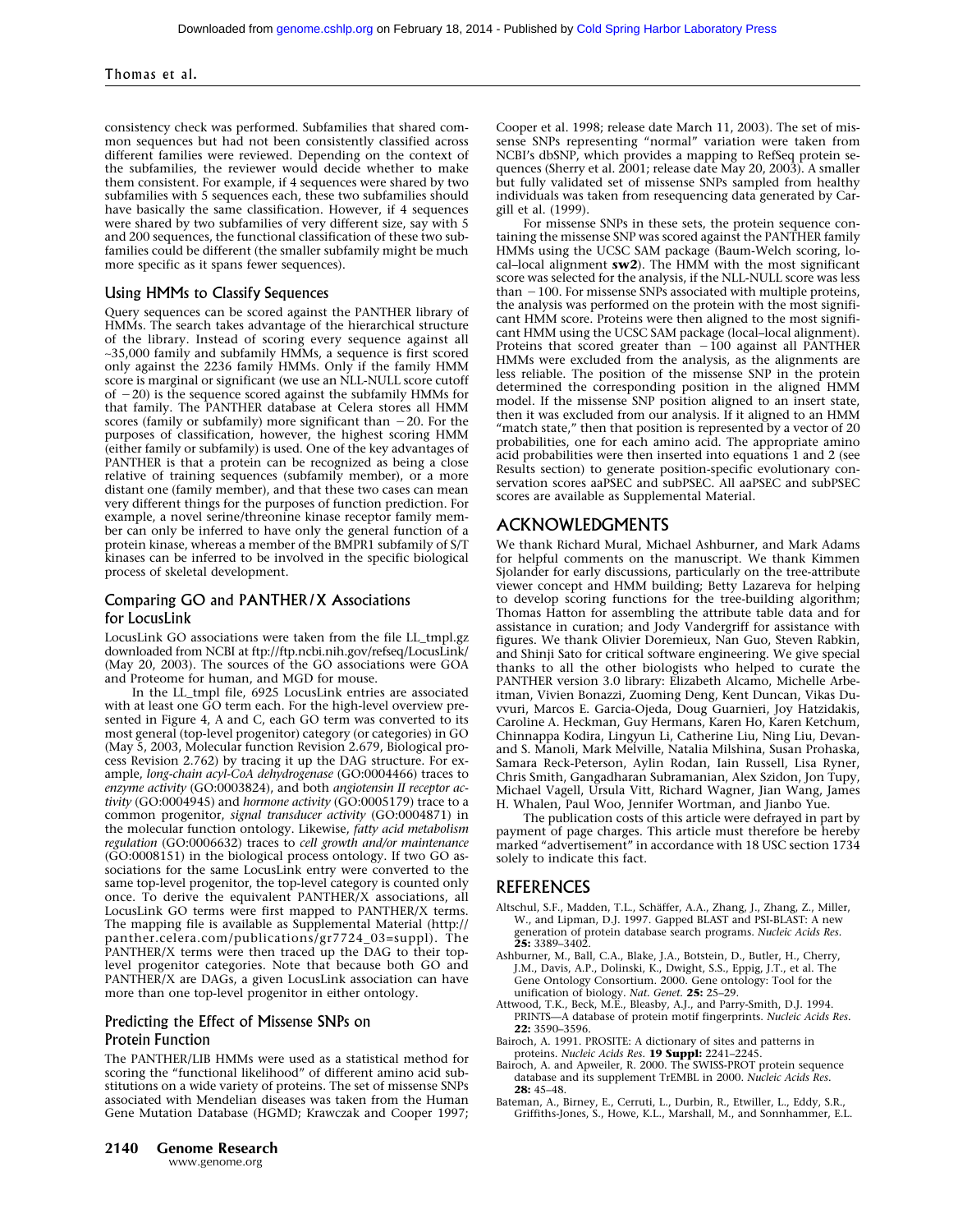consistency check was performed. Subfamilies that shared common sequences but had not been consistently classified across different families were reviewed. Depending on the context of the subfamilies, the reviewer would decide whether to make them consistent. For example, if 4 sequences were shared by two subfamilies with 5 sequences each, these two subfamilies should have basically the same classification. However, if 4 sequences were shared by two subfamilies of very different size, say with 5 and 200 sequences, the functional classification of these two subfamilies could be different (the smaller subfamily might be much more specific as it spans fewer sequences).

### Using HMMs to Classify Sequences

Query sequences can be scored against the PANTHER library of HMMs. The search takes advantage of the hierarchical structure of the library. Instead of scoring every sequence against all ~35,000 family and subfamily HMMs, a sequence is first scored only against the 2236 family HMMs. Only if the family HMM score is marginal or significant (we use an NLL-NULL score cutoff of −20) is the sequence scored against the subfamily HMMs for that family. The PANTHER database at Celera stores all HMM scores (family or subfamily) more significant than −20. For the purposes of classification, however, the highest scoring HMM (either family or subfamily) is used. One of the key advantages of PANTHER is that a protein can be recognized as being a close relative of training sequences (subfamily member), or a more distant one (family member), and that these two cases can mean very different things for the purposes of function prediction. For example, a novel serine/threonine kinase receptor family member can only be inferred to have only the general function of a protein kinase, whereas a member of the BMPR1 subfamily of S/T kinases can be inferred to be involved in the specific biological process of skeletal development.

### Comparing GO and PANTHER/X Associations for LocusLink

LocusLink GO associations were taken from the file LL_tmpl.gz downloaded from NCBI at ftp://ftp.ncbi.nih.gov/refseq/LocusLink/ (May 20, 2003). The sources of the GO associations were GOA and Proteome for human, and MGD for mouse.

In the LL_tmpl file, 6925 LocusLink entries are associated with at least one GO term each. For the high-level overview presented in Figure 4, A and C, each GO term was converted to its most general (top-level progenitor) category (or categories) in GO (May 5, 2003, Molecular function Revision 2.679, Biological process Revision 2.762) by tracing it up the DAG structure. For example, *long-chain acyl-CoA dehydrogenase* (GO:0004466) traces to *enzyme activity* (GO:0003824), and both *angiotensin II receptor activity* (GO:0004945) and *hormone activity* (GO:0005179) trace to a common progenitor, *signal transducer activity* (GO:0004871) in the molecular function ontology. Likewise, *fatty acid metabolism regulation* (GO:0006632) traces to *cell growth and/or maintenance* (GO:0008151) in the biological process ontology. If two GO associations for the same LocusLink entry were converted to the same top-level progenitor, the top-level category is counted only once. To derive the equivalent PANTHER/X associations, all LocusLink GO terms were first mapped to PANTHER/X terms. The mapping file is available as Supplemental Material (http://panther.celera.com/publications/gr7724_03=suppl). The PANTHER/X terms were then traced up the DAG to their top-level progenitor categories. Note that because both GO and PANTHER/X are DAGs, a given LocusLink association can have more than one top-level progenitor in either ontology.

### Predicting the Effect of Missense SNPs on Protein Function

The PANTHER/LIB HMMs were used as a statistical method for scoring the "functional likelihood" of different amino acid substitutions on a wide variety of proteins. The set of missense SNPs associated with Mendelian diseases was taken from the Human Gene Mutation Database (HGMD; Krawczak and Cooper 1997; Cooper et al. 1998; release date March 11, 2003). The set of missense SNPs representing "normal" variation were taken from NCBI's dbSNP, which provides a mapping to RefSeq protein sequences (Sherry et al. 2001; release date May 20, 2003). A smaller but fully validated set of missense SNPs sampled from healthy individuals was taken from resequencing data generated by Cargill et al. (1999).

For missense SNPs in these sets, the protein sequence containing the missense SNP was scored against the PANTHER family HMMs using the UCSC SAM package (Baum-Welch scoring, local–local alignment **sw2**). The HMM with the most significant score was selected for the analysis, if the NLL-NULL score was less than −100. For missense SNPs associated with multiple proteins, the analysis was performed on the protein with the most significant HMM score. Proteins were then aligned to the most significant HMM using the UCSC SAM package (local–local alignment). Proteins that scored greater than −100 against all PANTHER HMMs were excluded from the analysis, as the alignments are less reliable. The position of the missense SNP in the protein determined the corresponding position in the aligned HMM model. If the missense SNP position aligned to an insert state, then it was excluded from our analysis. If it aligned to an HMM "match state," then that position is represented by a vector of 20 probabilities, one for each amino acid. The appropriate amino acid probabilities were then inserted into equations 1 and 2 (see Results section) to generate position-specific evolutionary conservation scores aaPSEC and subPSEC. All aaPSEC and subPSEC scores are available as Supplemental Material.

## ACKNOWLEDGMENTS

We thank Richard Mural, Michael Ashburner, and Mark Adams for helpful comments on the manuscript. We thank Kimmen Sjolander for early discussions, particularly on the tree-attribute viewer concept and HMM building; Betty Lazareva for helping to develop scoring functions for the tree-building algorithm; Thomas Hatton for assembling the attribute table data and for assistance in curation; and Jody Vandergriff for assistance with figures. We thank Olivier Doremieux, Nan Guo, Steven Rabkin, and Shinji Sato for critical software engineering. We give special thanks to all the other biologists who helped to curate the PANTHER version 3.0 library: Elizabeth Alcamo, Michelle Arbeitman, Vivien Bonazzi, Zuoming Deng, Kent Duncan, Vikas Duvvuri, Marcos E. Garcia-Ojeda, Doug Guarnieri, Joy Hatzidakis, Caroline A. Heckman, Guy Hermans, Karen Ho, Karen Ketchum, Chinnappa Kodira, Lingyun Li, Catherine Liu, Ning Liu, Devanand S. Manoli, Mark Melville, Natalia Milshina, Susan Prohaska, Samara Reck-Peterson, Aylin Rodan, Iain Russell, Lisa Ryner, Chris Smith, Gangadharan Subramanian, Alex Szidon, Jon Tupy, Michael Vagell, Ursula Vitt, Richard Wagner, Jian Wang, James H. Whalen, Paul Woo, Jennifer Wortman, and Jianbo Yue.

The publication costs of this article were defrayed in part by payment of page charges. This article must therefore be hereby marked "advertisement" in accordance with 18 USC section 1734 solely to indicate this fact.

## REFERENCES

Altschul, S.F., Madden, T.L., Schäffer, A.A., Zhang, J., Zhang, Z., Miller, W., and Lipman, D.J. 1997. Gapped BLAST and PSI-BLAST: A new generation of protein database search programs. *Nucleic Acids Res.* **25:** 3389–3402.

Ashburner, M., Ball, C.A., Blake, J.A., Botstein, D., Butler, H., Cherry, J.M., Davis, A.P., Dolinski, K., Dwight, S.S., Eppig, J.T., et al. The Gene Ontology Consortium. 2000. Gene ontology: Tool for the unification of biology. *Nat. Genet.* **25:** 25–29.

Attwood, T.K., Beck, M.E., Bleasby, A.J., and Parry-Smith, D.J. 1994. PRINTS—A database of protein motif fingerprints. *Nucleic Acids Res.* **22:** 3590–3596.

Bairoch, A. 1991. PROSITE: A dictionary of sites and patterns in proteins. *Nucleic Acids Res.* **19 Suppl:** 2241–2245.

Bairoch, A. and Apweiler, R. 2000. The SWISS-PROT protein sequence database and its supplement TrEMBL in 2000. *Nucleic Acids Res.* **28:** 45–48.

Bateman, A., Birney, E., Cerruti, L., Durbin, R., Etwiller, L., Eddy, S.R., Griffiths-Jones, S., Howe, K.L., Marshall, M., and Sonnhammer, E.L.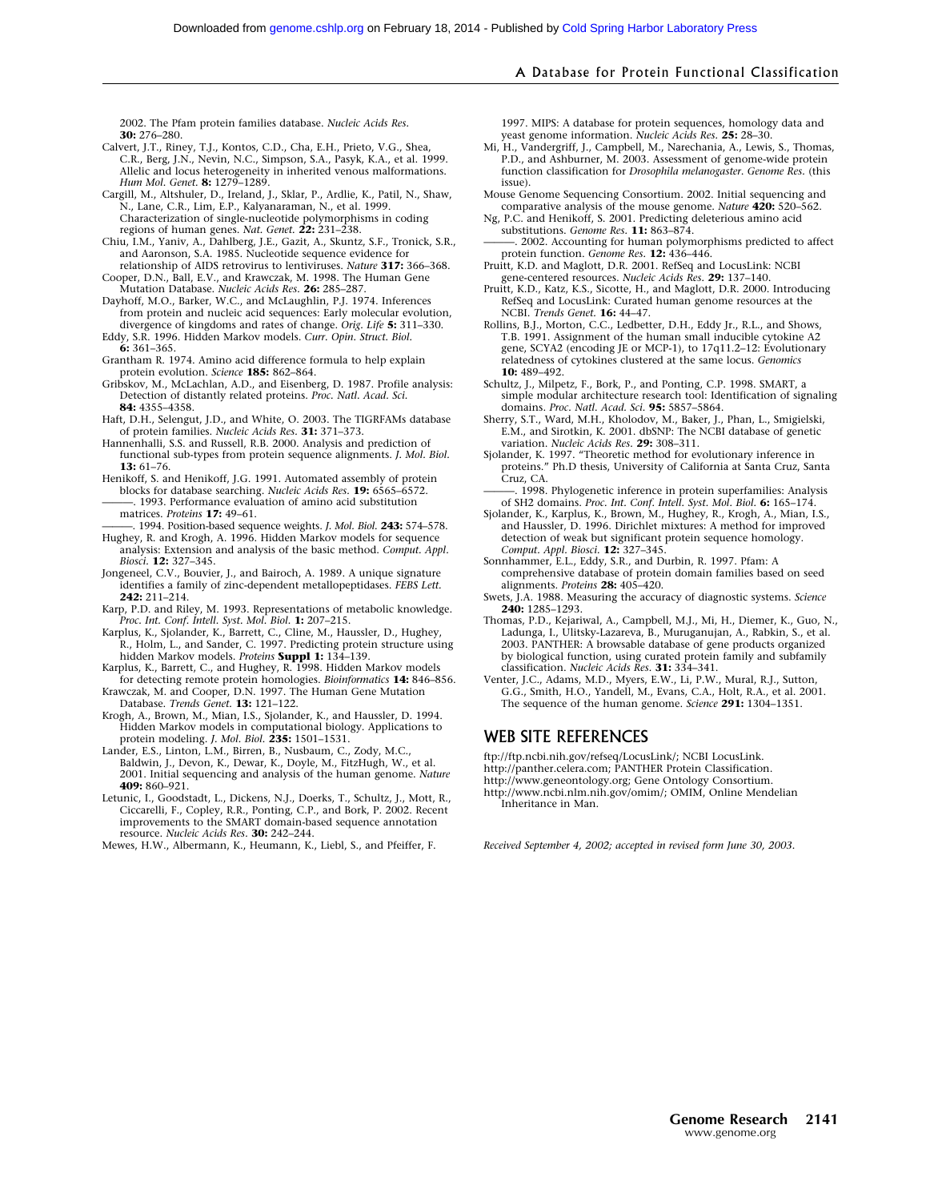2002. The Pfam protein families database. *Nucleic Acids Res.* **30:** 276–280.

Calvert, J.T., Riney, T.J., Kontos, C.D., Cha, E.H., Prieto, V.G., Shea, C.R., Berg, J.N., Nevin, N.C., Simpson, S.A., Pasyk, K.A., et al. 1999. Allelic and locus heterogeneity in inherited venous malformations. *Hum Mol. Genet.* **8:** 1279–1289.

Cargill, M., Altshuler, D., Ireland, J., Sklar, P., Ardlie, K., Patil, N., Shaw, N., Lane, C.R., Lim, E.P., Kalyanaraman, N., et al. 1999. Characterization of single-nucleotide polymorphisms in coding regions of human genes. *Nat. Genet.* **22:** 231–238.

Chiu, I.M., Yaniv, A., Dahlberg, J.E., Gazit, A., Skuntz, S.F., Tronick, S.R., and Aaronson, S.A. 1985. Nucleotide sequence evidence for relationship of AIDS retrovirus to lentiviruses. *Nature* **317:** 366–368.

Cooper, D.N., Ball, E.V., and Krawczak, M. 1998. The Human Gene Mutation Database. *Nucleic Acids Res.* **26:** 285–287.

Dayhoff, M.O., Barker, W.C., and McLaughlin, P.J. 1974. Inferences from protein and nucleic acid sequences: Early molecular evolution, divergence of kingdoms and rates of change. *Orig. Life* **5:** 311–330.

Eddy, S.R. 1996. Hidden Markov models. *Curr. Opin. Struct. Biol.* **6:** 361–365.

Grantham R. 1974. Amino acid difference formula to help explain protein evolution. *Science* **185:** 862–864.

Gribskov, M., McLachlan, A.D., and Eisenberg, D. 1987. Profile analysis: Detection of distantly related proteins. *Proc. Natl. Acad. Sci.* **84:** 4355–4358.

Haft, D.H., Selengut, J.D., and White, O. 2003. The TIGRFAMs database of protein families. *Nucleic Acids Res.* **31:** 371–373.

Hannenhalli, S.S. and Russell, R.B. 2000. Analysis and prediction of functional sub-types from protein sequence alignments. *J. Mol. Biol.* **13:** 61–76.

Henikoff, S. and Henikoff, J.G. 1991. Automated assembly of protein blocks for database searching. *Nucleic Acids Res.* **19:** 6565–6572.

———. 1993. Performance evaluation of amino acid substitution matrices. *Proteins* **17:** 49–61.

———. 1994. Position-based sequence weights. *J. Mol. Biol.* **243:** 574–578.

Hughey, R. and Krogh, A. 1996. Hidden Markov models for sequence analysis: Extension and analysis of the basic method. *Comput. Appl. Biosci.* **12:** 327–345.

Jongeneel, C.V., Bouvier, J., and Bairoch, A. 1989. A unique signature identifies a family of zinc-dependent metallopeptidases. *FEBS Lett.* **242:** 211–214.

Karp, P.D. and Riley, M. 1993. Representations of metabolic knowledge. *Proc. Int. Conf. Intell. Syst. Mol. Biol.* **1:** 207–215.

Karplus, K., Sjolander, K., Barrett, C., Cline, M., Haussler, D., Hughey, R., Holm, L., and Sander, C. 1997. Predicting protein structure using hidden Markov models. *Proteins* **Suppl 1:** 134–139.

Karplus, K., Barrett, C., and Hughey, R. 1998. Hidden Markov models for detecting remote protein homologies. *Bioinformatics* **14:** 846–856.

Krawczak, M. and Cooper, D.N. 1997. The Human Gene Mutation Database. *Trends Genet.* **13:** 121–122.

Krogh, A., Brown, M., Mian, I.S., Sjolander, K., and Haussler, D. 1994. Hidden Markov models in computational biology. Applications to protein modeling. *J. Mol. Biol.* **235:** 1501–1531.

Lander, E.S., Linton, L.M., Birren, B., Nusbaum, C., Zody, M.C., Baldwin, J., Devon, K., Dewar, K., Doyle, M., FitzHugh, W., et al. 2001. Initial sequencing and analysis of the human genome. *Nature* **409:** 860–921.

Letunic, I., Goodstadt, L., Dickens, N.J., Doerks, T., Schultz, J., Mott, R., Ciccarelli, F., Copley, R.R., Ponting, C.P., and Bork, P. 2002. Recent improvements to the SMART domain-based sequence annotation resource. *Nucleic Acids Res.* **30:** 242–244.

Mewes, H.W., Albermann, K., Heumann, K., Liebl, S., and Pfeiffer, F. 1997. MIPS: A database for protein sequences, homology data and yeast genome information. *Nucleic Acids Res.* **25:** 28–30.

Mi, H., Vandergriff, J., Campbell, M., Narechania, A., Lewis, S., Thomas, P.D., and Ashburner, M. 2003. Assessment of genome-wide protein function classification for *Drosophila melanogaster*. *Genome Res.* (this issue).

Mouse Genome Sequencing Consortium. 2002. Initial sequencing and comparative analysis of the mouse genome. *Nature* **420:** 520–562.

Ng, P.C. and Henikoff, S. 2001. Predicting deleterious amino acid substitutions. *Genome Res.* **11:** 863–874.

———. 2002. Accounting for human polymorphisms predicted to affect protein function. *Genome Res.* **12:** 436–446.

Pruitt, K.D. and Maglott, D.R. 2001. RefSeq and LocusLink: NCBI gene-centered resources. *Nucleic Acids Res.* **29:** 137–140.

Pruitt, K.D., Katz, K.S., Sicotte, H., and Maglott, D.R. 2000. Introducing RefSeq and LocusLink: Curated human genome resources at the NCBI. *Trends Genet.* **16:** 44–47.

Rollins, B.J., Morton, C.C., Ledbetter, D.H., Eddy Jr., R.L., and Shows, T.B. 1991. Assignment of the human small inducible cytokine A2 gene, SCYA2 (encoding JE or MCP-1), to 17q11.2–12: Evolutionary relatedness of cytokines clustered at the same locus. *Genomics* **10:** 489–492.

Schultz, J., Milpetz, F., Bork, P., and Ponting, C.P. 1998. SMART, a simple modular architecture research tool: Identification of signaling domains. *Proc. Natl. Acad. Sci.* **95:** 5857–5864.

Sherry, S.T., Ward, M.H., Kholodov, M., Baker, J., Phan, L., Smigielski, E.M., and Sirotkin, K. 2001. dbSNP: The NCBI database of genetic variation. *Nucleic Acids Res.* **29:** 308–311.

Sjolander, K. 1997. "Theoretic method for evolutionary inference in proteins." Ph.D thesis, University of California at Santa Cruz, Santa Cruz, CA.

———. 1998. Phylogenetic inference in protein superfamilies: Analysis of SH2 domains. *Proc. Int. Conf. Intell. Syst. Mol. Biol.* **6:** 165–174.

Sjolander, K., Karplus, K., Brown, M., Hughey, R., Krogh, A., Mian, I.S., and Haussler, D. 1996. Dirichlet mixtures: A method for improved detection of weak but significant protein sequence homology. *Comput. Appl. Biosci.* **12:** 327–345.

Sonnhammer, E.L., Eddy, S.R., and Durbin, R. 1997. Pfam: A comprehensive database of protein domain families based on seed alignments. *Proteins* **28:** 405–420.

Swets, J.A. 1988. Measuring the accuracy of diagnostic systems. *Science* **240:** 1285–1293.

Thomas, P.D., Kejariwal, A., Campbell, M.J., Mi, H., Diemer, K., Guo, N., Ladunga, I., Ulitsky-Lazareva, B., Muruganujan, A., Rabkin, S., et al. 2003. PANTHER: A browsable database of gene products organized by biological function, using curated protein family and subfamily classification. *Nucleic Acids Res.* **31:** 334–341.

Venter, J.C., Adams, M.D., Myers, E.W., Li, P.W., Mural, R.J., Sutton, G.G., Smith, H.O., Yandell, M., Evans, C.A., Holt, R.A., et al. 2001. The sequence of the human genome. *Science* **291:** 1304–1351.

## WEB SITE REFERENCES

ftp://ftp.ncbi.nih.gov/refseq/LocusLink/; NCBI LocusLink.

http://panther.celera.com; PANTHER Protein Classification.

http://www.geneontology.org; Gene Ontology Consortium.

http://www.ncbi.nlm.nih.gov/omim/; OMIM, Online Mendelian Inheritance in Man.

*Received September 4, 2002; accepted in revised form June 30, 2003.*